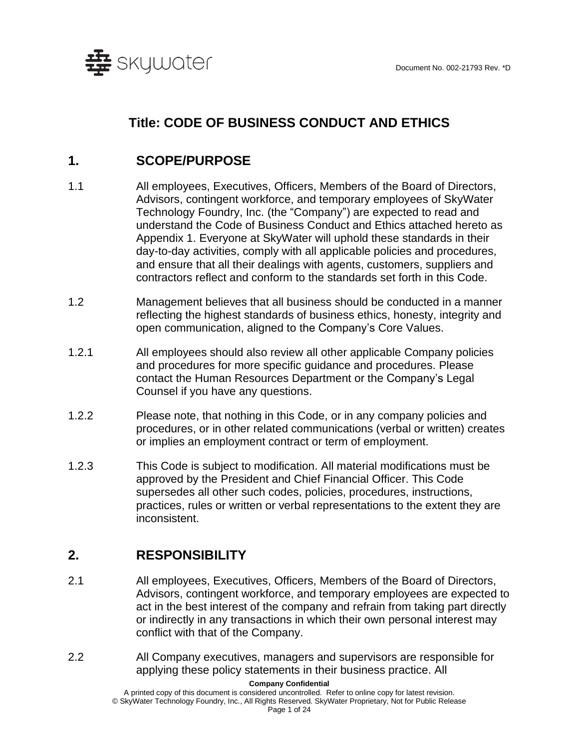Document No. 002-21793 Rev. *D

# Title: CODE OF BUSINESS CONDUCT AND ETHICS

## 1. SCOPE/PURPOSE

1.1 All employees, Executives, Officers, Members of the Board of Directors, Advisors, contingent workforce, and temporary employees of SkyWater Technology Foundry, Inc. (the "Company") are expected to read and understand the Code of Business Conduct and Ethics attached hereto as Appendix 1. Everyone at SkyWater will uphold these standards in their day-to-day activities, comply with all applicable policies and procedures, and ensure that all their dealings with agents, customers, suppliers and contractors reflect and conform to the standards set forth in this Code.

1.2 Management believes that all business should be conducted in a manner reflecting the highest standards of business ethics, honesty, integrity and open communication, aligned to the Company's Core Values.

1.2.1 All employees should also review all other applicable Company policies and procedures for more specific guidance and procedures. Please contact the Human Resources Department or the Company's Legal Counsel if you have any questions.

1.2.2 Please note, that nothing in this Code, or in any company policies and procedures, or in other related communications (verbal or written) creates or implies an employment contract or term of employment.

1.2.3 This Code is subject to modification. All material modifications must be approved by the President and Chief Financial Officer. This Code supersedes all other such codes, policies, procedures, instructions, practices, rules or written or verbal representations to the extent they are inconsistent.

## 2. RESPONSIBILITY

2.1 All employees, Executives, Officers, Members of the Board of Directors, Advisors, contingent workforce, and temporary employees are expected to act in the best interest of the company and refrain from taking part directly or indirectly in any transactions in which their own personal interest may conflict with that of the Company.

2.2 All Company executives, managers and supervisors are responsible for applying these policy statements in their business practice. All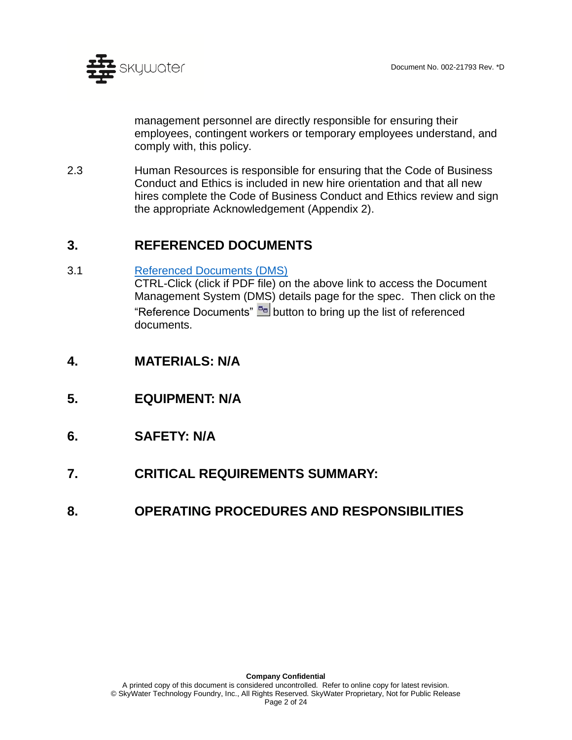management personnel are directly responsible for ensuring their employees, contingent workers or temporary employees understand, and comply with, this policy.

2.3 Human Resources is responsible for ensuring that the Code of Business Conduct and Ethics is included in new hire orientation and that all new hires complete the Code of Business Conduct and Ethics review and sign the appropriate Acknowledgement (Appendix 2).

## 3. REFERENCED DOCUMENTS

3.1 [Referenced Documents (DMS)]
CTRL-Click (click if PDF file) on the above link to access the Document Management System (DMS) details page for the spec. Then click on the "Reference Documents" button to bring up the list of referenced documents.

## 4. MATERIALS: N/A

## 5. EQUIPMENT: N/A

## 6. SAFETY: N/A

## 7. CRITICAL REQUIREMENTS SUMMARY:

## 8. OPERATING PROCEDURES AND RESPONSIBILITIES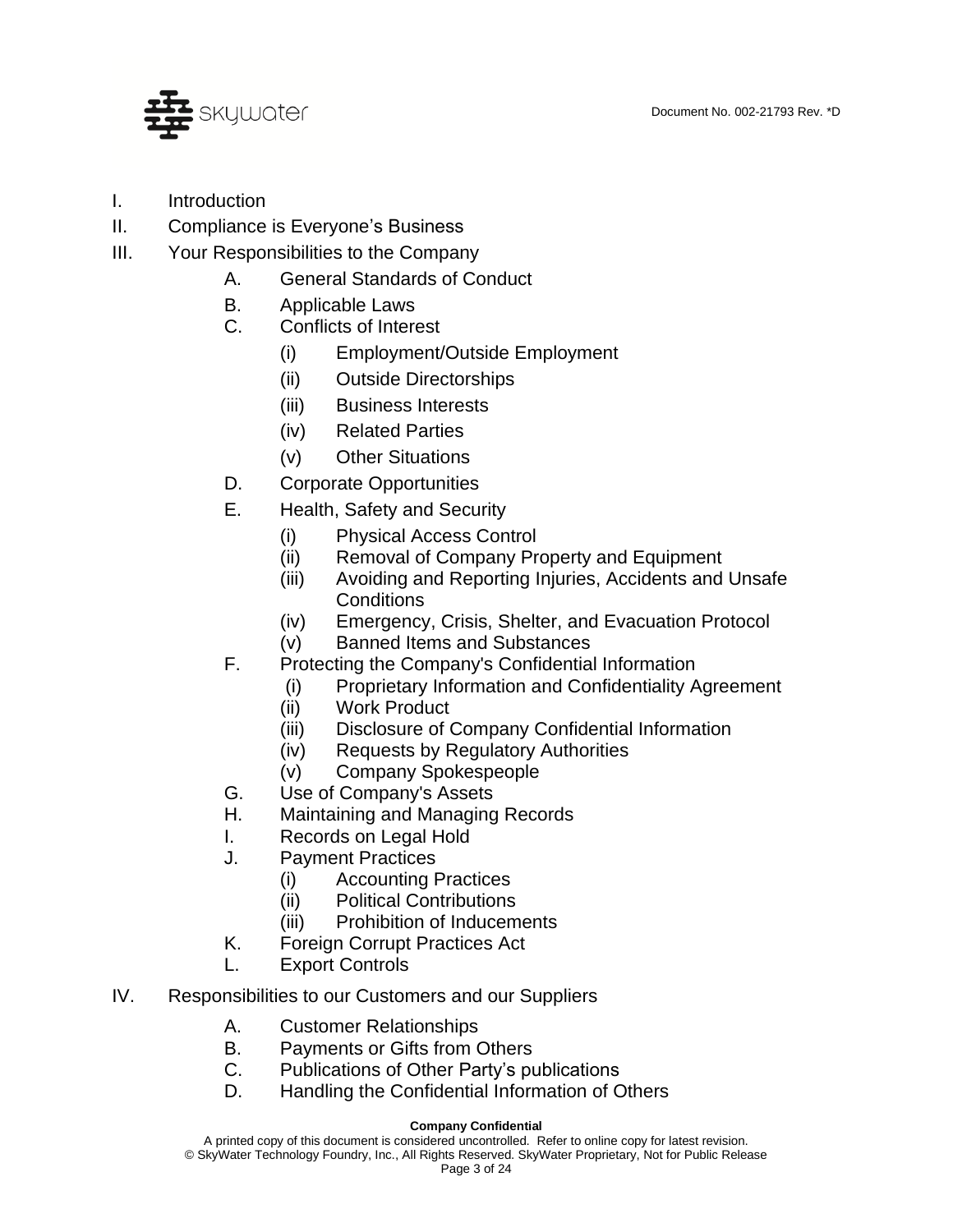- I. Introduction
- II. Compliance is Everyone's Business
- III. Your Responsibilities to the Company
  - A. General Standards of Conduct
  - B. Applicable Laws
  - C. Conflicts of Interest
    - (i) Employment/Outside Employment
    - (ii) Outside Directorships
    - (iii) Business Interests
    - (iv) Related Parties
    - (v) Other Situations
  - D. Corporate Opportunities
  - E. Health, Safety and Security
    - (i) Physical Access Control
    - (ii) Removal of Company Property and Equipment
    - (iii) Avoiding and Reporting Injuries, Accidents and Unsafe Conditions
    - (iv) Emergency, Crisis, Shelter, and Evacuation Protocol
    - (v) Banned Items and Substances
  - F. Protecting the Company's Confidential Information
    - (i) Proprietary Information and Confidentiality Agreement
    - (ii) Work Product
    - (iii) Disclosure of Company Confidential Information
    - (iv) Requests by Regulatory Authorities
    - (v) Company Spokespeople
  - G. Use of Company's Assets
  - H. Maintaining and Managing Records
  - I. Records on Legal Hold
  - J. Payment Practices
    - (i) Accounting Practices
    - (ii) Political Contributions
    - (iii) Prohibition of Inducements
  - K. Foreign Corrupt Practices Act
  - L. Export Controls
- IV. Responsibilities to our Customers and our Suppliers
  - A. Customer Relationships
  - B. Payments or Gifts from Others
  - C. Publications of Other Party's publications
  - D. Handling the Confidential Information of Others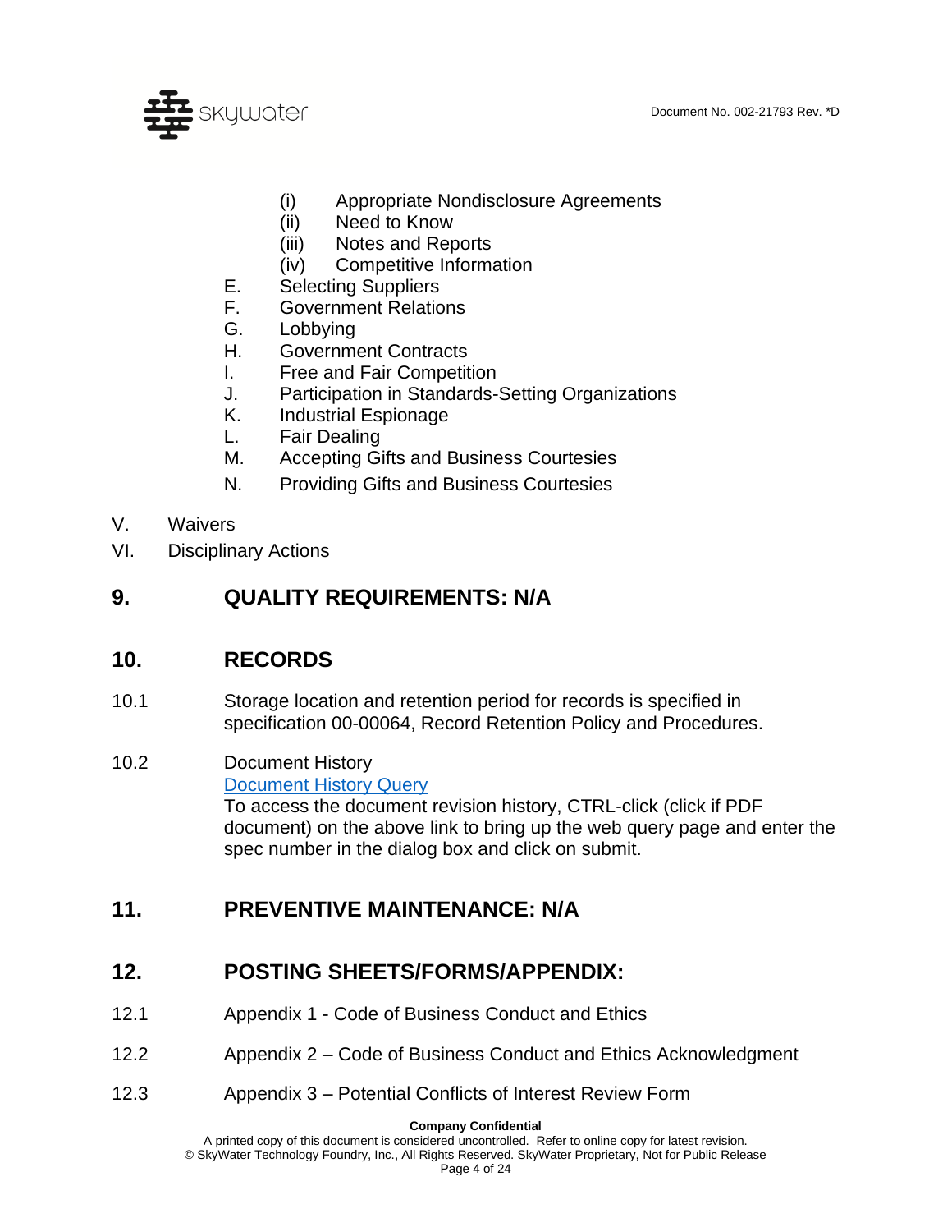- (i) Appropriate Nondisclosure Agreements
- (ii) Need to Know
- (iii) Notes and Reports
- (iv) Competitive Information

E. Selecting Suppliers
F. Government Relations
G. Lobbying
H. Government Contracts
I. Free and Fair Competition
J. Participation in Standards-Setting Organizations
K. Industrial Espionage
L. Fair Dealing
M. Accepting Gifts and Business Courtesies
N. Providing Gifts and Business Courtesies

V. Waivers
VI. Disciplinary Actions

## 9. QUALITY REQUIREMENTS: N/A

## 10. RECORDS

10.1 Storage location and retention period for records is specified in specification 00-00064, Record Retention Policy and Procedures.

10.2 Document History
[Document History Query]
To access the document revision history, CTRL-click (click if PDF document) on the above link to bring up the web query page and enter the spec number in the dialog box and click on submit.

## 11. PREVENTIVE MAINTENANCE: N/A

## 12. POSTING SHEETS/FORMS/APPENDIX:

12.1 Appendix 1 - Code of Business Conduct and Ethics

12.2 Appendix 2 – Code of Business Conduct and Ethics Acknowledgment

12.3 Appendix 3 – Potential Conflicts of Interest Review Form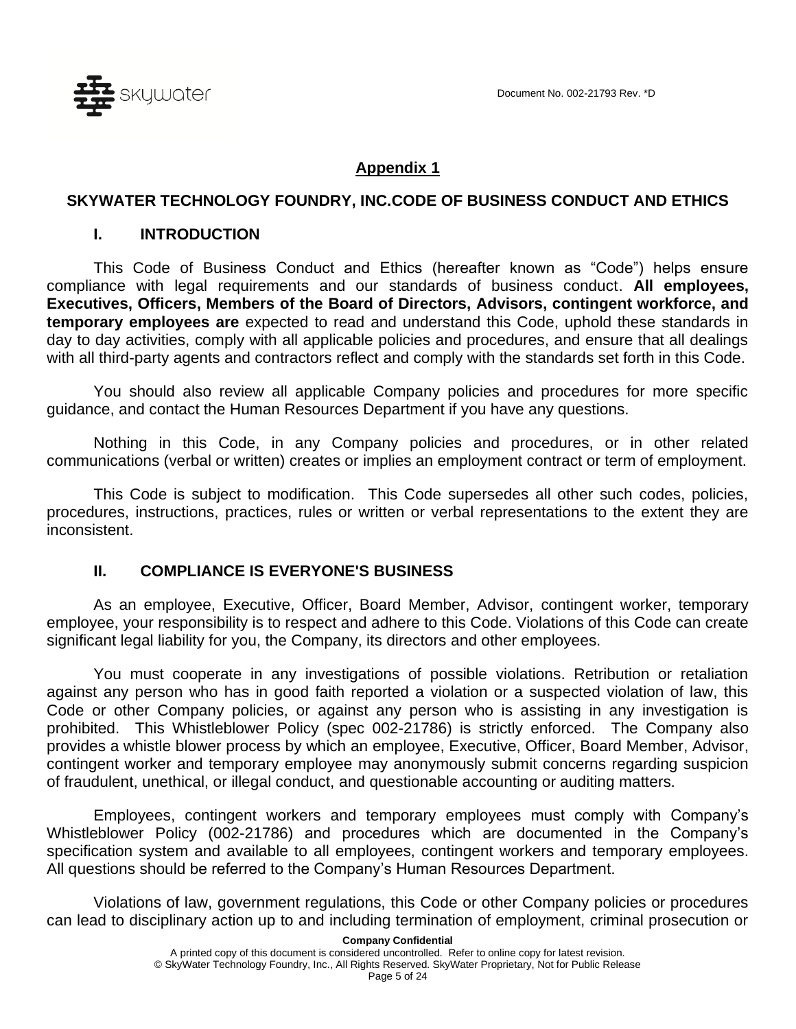## Appendix 1

### SKYWATER TECHNOLOGY FOUNDRY, INC.CODE OF BUSINESS CONDUCT AND ETHICS

### I. INTRODUCTION

This Code of Business Conduct and Ethics (hereafter known as "Code") helps ensure compliance with legal requirements and our standards of business conduct. **All employees, Executives, Officers, Members of the Board of Directors, Advisors, contingent workforce, and temporary employees are** expected to read and understand this Code, uphold these standards in day to day activities, comply with all applicable policies and procedures, and ensure that all dealings with all third-party agents and contractors reflect and comply with the standards set forth in this Code.

You should also review all applicable Company policies and procedures for more specific guidance, and contact the Human Resources Department if you have any questions.

Nothing in this Code, in any Company policies and procedures, or in other related communications (verbal or written) creates or implies an employment contract or term of employment.

This Code is subject to modification. This Code supersedes all other such codes, policies, procedures, instructions, practices, rules or written or verbal representations to the extent they are inconsistent.

### II. COMPLIANCE IS EVERYONE'S BUSINESS

As an employee, Executive, Officer, Board Member, Advisor, contingent worker, temporary employee, your responsibility is to respect and adhere to this Code. Violations of this Code can create significant legal liability for you, the Company, its directors and other employees.

You must cooperate in any investigations of possible violations. Retribution or retaliation against any person who has in good faith reported a violation or a suspected violation of law, this Code or other Company policies, or against any person who is assisting in any investigation is prohibited. This Whistleblower Policy (spec 002-21786) is strictly enforced. The Company also provides a whistle blower process by which an employee, Executive, Officer, Board Member, Advisor, contingent worker and temporary employee may anonymously submit concerns regarding suspicion of fraudulent, unethical, or illegal conduct, and questionable accounting or auditing matters.

Employees, contingent workers and temporary employees must comply with Company's Whistleblower Policy (002-21786) and procedures which are documented in the Company's specification system and available to all employees, contingent workers and temporary employees. All questions should be referred to the Company's Human Resources Department.

Violations of law, government regulations, this Code or other Company policies or procedures can lead to disciplinary action up to and including termination of employment, criminal prosecution or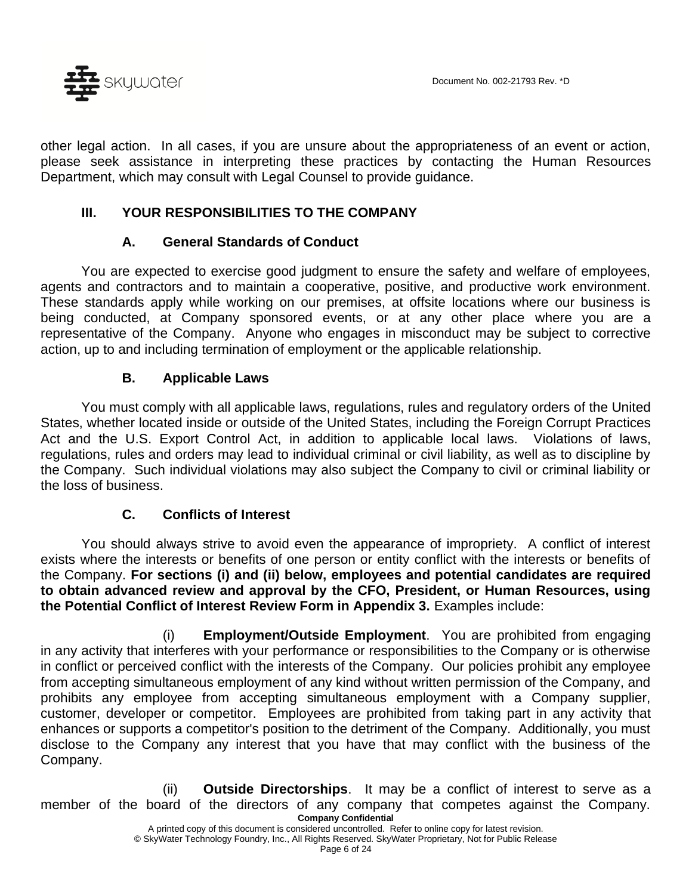other legal action. In all cases, if you are unsure about the appropriateness of an event or action, please seek assistance in interpreting these practices by contacting the Human Resources Department, which may consult with Legal Counsel to provide guidance.

## III. YOUR RESPONSIBILITIES TO THE COMPANY

### A. General Standards of Conduct

You are expected to exercise good judgment to ensure the safety and welfare of employees, agents and contractors and to maintain a cooperative, positive, and productive work environment. These standards apply while working on our premises, at offsite locations where our business is being conducted, at Company sponsored events, or at any other place where you are a representative of the Company. Anyone who engages in misconduct may be subject to corrective action, up to and including termination of employment or the applicable relationship.

### B. Applicable Laws

You must comply with all applicable laws, regulations, rules and regulatory orders of the United States, whether located inside or outside of the United States, including the Foreign Corrupt Practices Act and the U.S. Export Control Act, in addition to applicable local laws. Violations of laws, regulations, rules and orders may lead to individual criminal or civil liability, as well as to discipline by the Company. Such individual violations may also subject the Company to civil or criminal liability or the loss of business.

### C. Conflicts of Interest

You should always strive to avoid even the appearance of impropriety. A conflict of interest exists where the interests or benefits of one person or entity conflict with the interests or benefits of the Company. **For sections (i) and (ii) below, employees and potential candidates are required to obtain advanced review and approval by the CFO, President, or Human Resources, using the Potential Conflict of Interest Review Form in Appendix 3.** Examples include:

(i) **Employment/Outside Employment**. You are prohibited from engaging in any activity that interferes with your performance or responsibilities to the Company or is otherwise in conflict or perceived conflict with the interests of the Company. Our policies prohibit any employee from accepting simultaneous employment of any kind without written permission of the Company, and prohibits any employee from accepting simultaneous employment with a Company supplier, customer, developer or competitor. Employees are prohibited from taking part in any activity that enhances or supports a competitor's position to the detriment of the Company. Additionally, you must disclose to the Company any interest that you have that may conflict with the business of the Company.

(ii) **Outside Directorships**. It may be a conflict of interest to serve as a member of the board of the directors of any company that competes against the Company.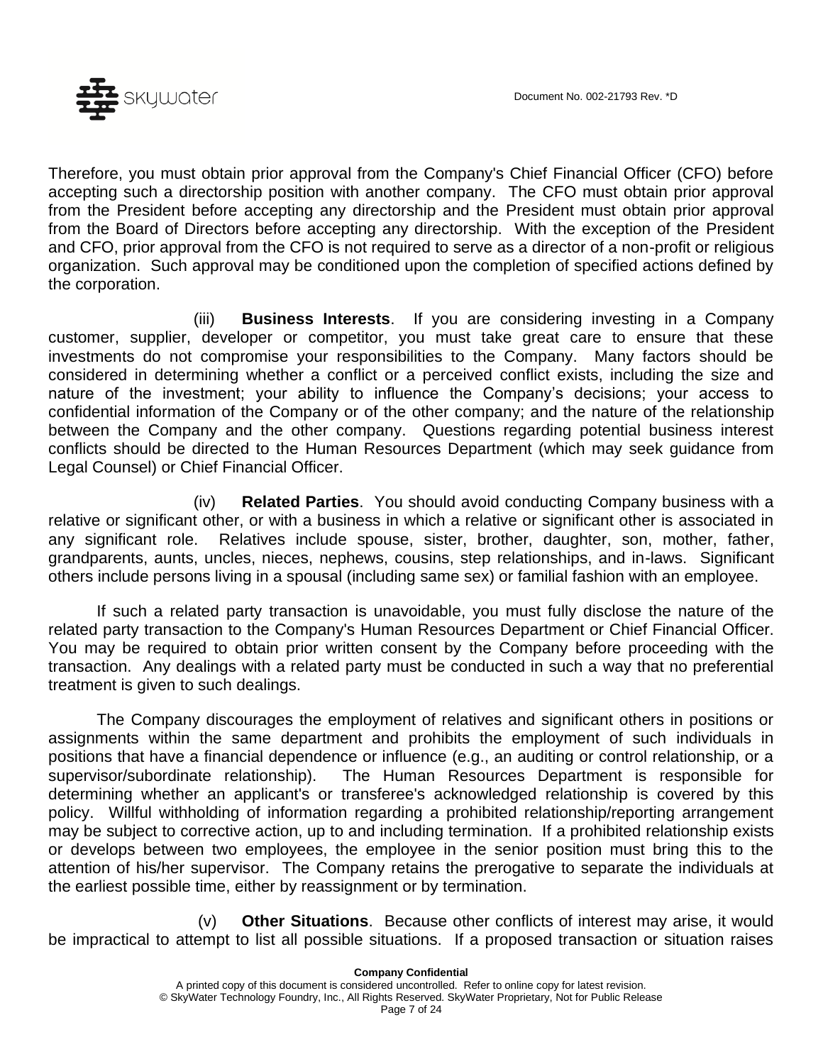Therefore, you must obtain prior approval from the Company's Chief Financial Officer (CFO) before accepting such a directorship position with another company. The CFO must obtain prior approval from the President before accepting any directorship and the President must obtain prior approval from the Board of Directors before accepting any directorship. With the exception of the President and CFO, prior approval from the CFO is not required to serve as a director of a non-profit or religious organization. Such approval may be conditioned upon the completion of specified actions defined by the corporation.

(iii) **Business Interests**. If you are considering investing in a Company customer, supplier, developer or competitor, you must take great care to ensure that these investments do not compromise your responsibilities to the Company. Many factors should be considered in determining whether a conflict or a perceived conflict exists, including the size and nature of the investment; your ability to influence the Company's decisions; your access to confidential information of the Company or of the other company; and the nature of the relationship between the Company and the other company. Questions regarding potential business interest conflicts should be directed to the Human Resources Department (which may seek guidance from Legal Counsel) or Chief Financial Officer.

(iv) **Related Parties**. You should avoid conducting Company business with a relative or significant other, or with a business in which a relative or significant other is associated in any significant role. Relatives include spouse, sister, brother, daughter, son, mother, father, grandparents, aunts, uncles, nieces, nephews, cousins, step relationships, and in-laws. Significant others include persons living in a spousal (including same sex) or familial fashion with an employee.

If such a related party transaction is unavoidable, you must fully disclose the nature of the related party transaction to the Company's Human Resources Department or Chief Financial Officer. You may be required to obtain prior written consent by the Company before proceeding with the transaction. Any dealings with a related party must be conducted in such a way that no preferential treatment is given to such dealings.

The Company discourages the employment of relatives and significant others in positions or assignments within the same department and prohibits the employment of such individuals in positions that have a financial dependence or influence (e.g., an auditing or control relationship, or a supervisor/subordinate relationship). The Human Resources Department is responsible for determining whether an applicant's or transferee's acknowledged relationship is covered by this policy. Willful withholding of information regarding a prohibited relationship/reporting arrangement may be subject to corrective action, up to and including termination. If a prohibited relationship exists or develops between two employees, the employee in the senior position must bring this to the attention of his/her supervisor. The Company retains the prerogative to separate the individuals at the earliest possible time, either by reassignment or by termination.

(v) **Other Situations**. Because other conflicts of interest may arise, it would be impractical to attempt to list all possible situations. If a proposed transaction or situation raises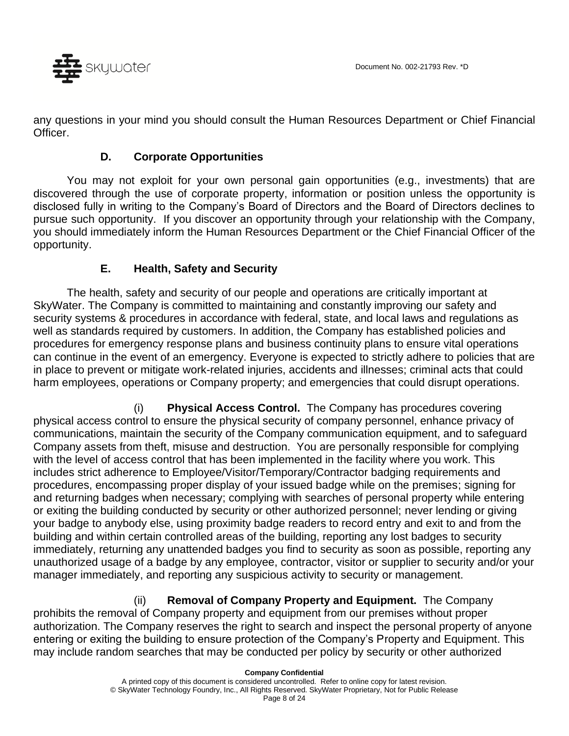any questions in your mind you should consult the Human Resources Department or Chief Financial Officer.

### D. Corporate Opportunities

You may not exploit for your own personal gain opportunities (e.g., investments) that are discovered through the use of corporate property, information or position unless the opportunity is disclosed fully in writing to the Company's Board of Directors and the Board of Directors declines to pursue such opportunity. If you discover an opportunity through your relationship with the Company, you should immediately inform the Human Resources Department or the Chief Financial Officer of the opportunity.

### E. Health, Safety and Security

The health, safety and security of our people and operations are critically important at SkyWater. The Company is committed to maintaining and constantly improving our safety and security systems & procedures in accordance with federal, state, and local laws and regulations as well as standards required by customers. In addition, the Company has established policies and procedures for emergency response plans and business continuity plans to ensure vital operations can continue in the event of an emergency. Everyone is expected to strictly adhere to policies that are in place to prevent or mitigate work-related injuries, accidents and illnesses; criminal acts that could harm employees, operations or Company property; and emergencies that could disrupt operations.

(i) **Physical Access Control.** The Company has procedures covering physical access control to ensure the physical security of company personnel, enhance privacy of communications, maintain the security of the Company communication equipment, and to safeguard Company assets from theft, misuse and destruction. You are personally responsible for complying with the level of access control that has been implemented in the facility where you work. This includes strict adherence to Employee/Visitor/Temporary/Contractor badging requirements and procedures, encompassing proper display of your issued badge while on the premises; signing for and returning badges when necessary; complying with searches of personal property while entering or exiting the building conducted by security or other authorized personnel; never lending or giving your badge to anybody else, using proximity badge readers to record entry and exit to and from the building and within certain controlled areas of the building, reporting any lost badges to security immediately, returning any unattended badges you find to security as soon as possible, reporting any unauthorized usage of a badge by any employee, contractor, visitor or supplier to security and/or your manager immediately, and reporting any suspicious activity to security or management.

(ii) **Removal of Company Property and Equipment.** The Company prohibits the removal of Company property and equipment from our premises without proper authorization. The Company reserves the right to search and inspect the personal property of anyone entering or exiting the building to ensure protection of the Company's Property and Equipment. This may include random searches that may be conducted per policy by security or other authorized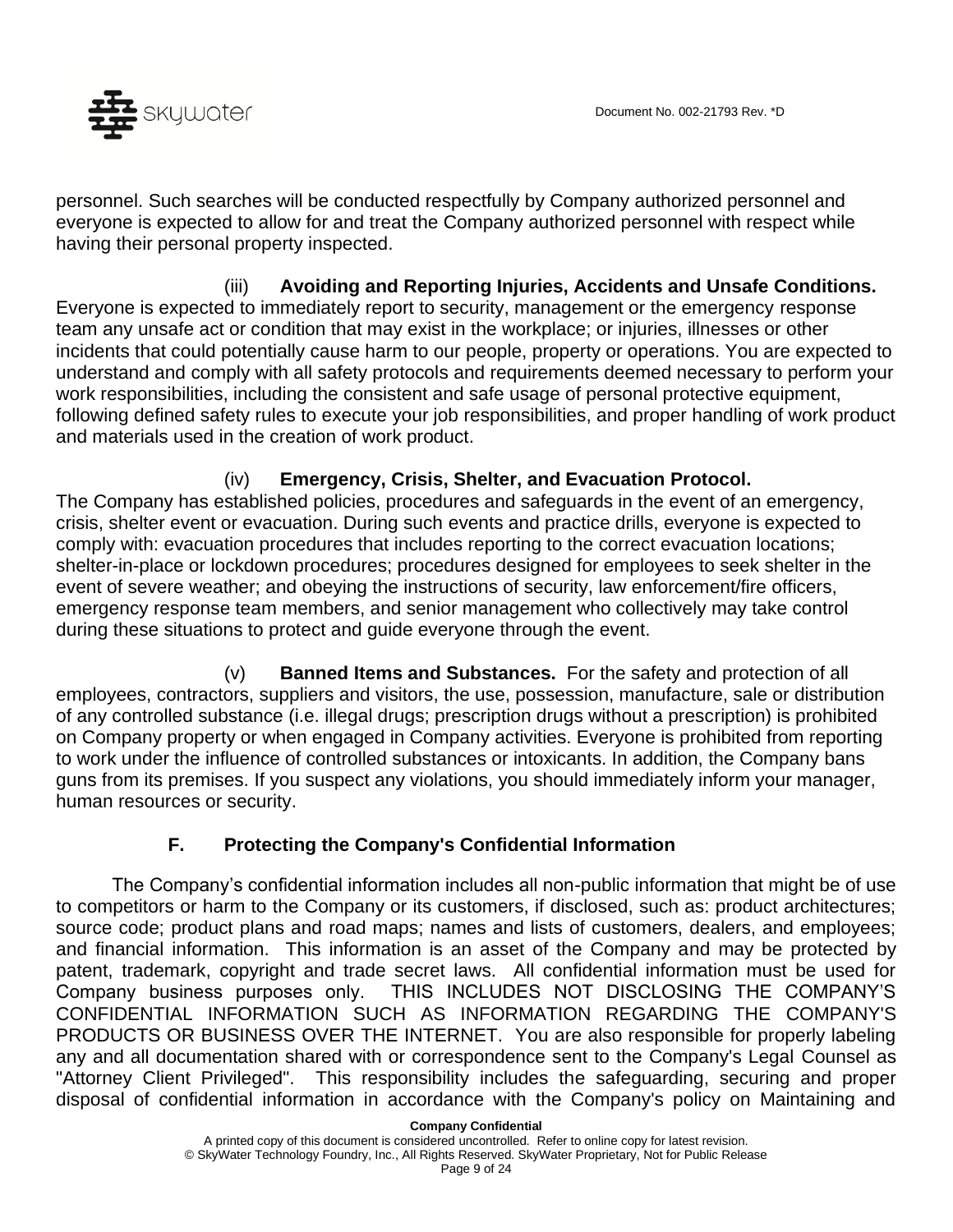personnel. Such searches will be conducted respectfully by Company authorized personnel and everyone is expected to allow for and treat the Company authorized personnel with respect while having their personal property inspected.

(iii) **Avoiding and Reporting Injuries, Accidents and Unsafe Conditions.** Everyone is expected to immediately report to security, management or the emergency response team any unsafe act or condition that may exist in the workplace; or injuries, illnesses or other incidents that could potentially cause harm to our people, property or operations. You are expected to understand and comply with all safety protocols and requirements deemed necessary to perform your work responsibilities, including the consistent and safe usage of personal protective equipment, following defined safety rules to execute your job responsibilities, and proper handling of work product and materials used in the creation of work product.

(iv) **Emergency, Crisis, Shelter, and Evacuation Protocol.** The Company has established policies, procedures and safeguards in the event of an emergency, crisis, shelter event or evacuation. During such events and practice drills, everyone is expected to comply with: evacuation procedures that includes reporting to the correct evacuation locations; shelter-in-place or lockdown procedures; procedures designed for employees to seek shelter in the event of severe weather; and obeying the instructions of security, law enforcement/fire officers, emergency response team members, and senior management who collectively may take control during these situations to protect and guide everyone through the event.

(v) **Banned Items and Substances.** For the safety and protection of all employees, contractors, suppliers and visitors, the use, possession, manufacture, sale or distribution of any controlled substance (i.e. illegal drugs; prescription drugs without a prescription) is prohibited on Company property or when engaged in Company activities. Everyone is prohibited from reporting to work under the influence of controlled substances or intoxicants. In addition, the Company bans guns from its premises. If you suspect any violations, you should immediately inform your manager, human resources or security.

## F. Protecting the Company's Confidential Information

The Company's confidential information includes all non-public information that might be of use to competitors or harm to the Company or its customers, if disclosed, such as: product architectures; source code; product plans and road maps; names and lists of customers, dealers, and employees; and financial information. This information is an asset of the Company and may be protected by patent, trademark, copyright and trade secret laws. All confidential information must be used for Company business purposes only. THIS INCLUDES NOT DISCLOSING THE COMPANY'S CONFIDENTIAL INFORMATION SUCH AS INFORMATION REGARDING THE COMPANY'S PRODUCTS OR BUSINESS OVER THE INTERNET. You are also responsible for properly labeling any and all documentation shared with or correspondence sent to the Company's Legal Counsel as "Attorney Client Privileged". This responsibility includes the safeguarding, securing and proper disposal of confidential information in accordance with the Company's policy on Maintaining and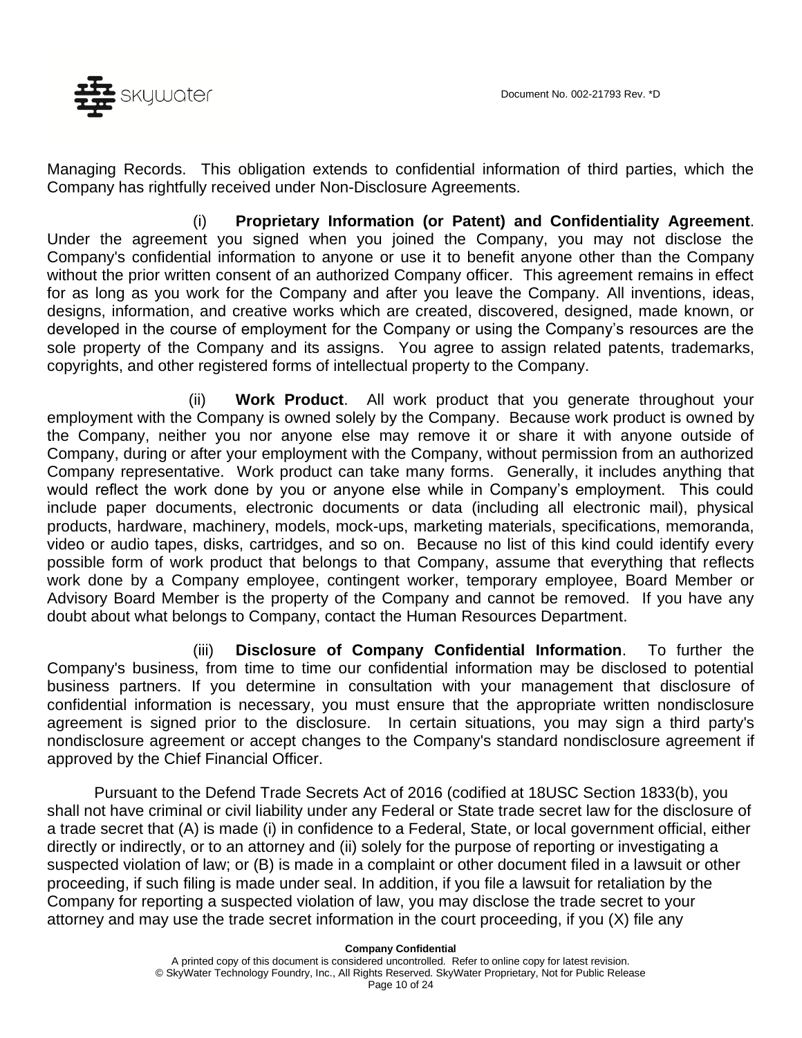Managing Records. This obligation extends to confidential information of third parties, which the Company has rightfully received under Non-Disclosure Agreements.

(i) **Proprietary Information (or Patent) and Confidentiality Agreement**. Under the agreement you signed when you joined the Company, you may not disclose the Company's confidential information to anyone or use it to benefit anyone other than the Company without the prior written consent of an authorized Company officer. This agreement remains in effect for as long as you work for the Company and after you leave the Company. All inventions, ideas, designs, information, and creative works which are created, discovered, designed, made known, or developed in the course of employment for the Company or using the Company's resources are the sole property of the Company and its assigns. You agree to assign related patents, trademarks, copyrights, and other registered forms of intellectual property to the Company.

(ii) **Work Product**. All work product that you generate throughout your employment with the Company is owned solely by the Company. Because work product is owned by the Company, neither you nor anyone else may remove it or share it with anyone outside of Company, during or after your employment with the Company, without permission from an authorized Company representative. Work product can take many forms. Generally, it includes anything that would reflect the work done by you or anyone else while in Company's employment. This could include paper documents, electronic documents or data (including all electronic mail), physical products, hardware, machinery, models, mock-ups, marketing materials, specifications, memoranda, video or audio tapes, disks, cartridges, and so on. Because no list of this kind could identify every possible form of work product that belongs to that Company, assume that everything that reflects work done by a Company employee, contingent worker, temporary employee, Board Member or Advisory Board Member is the property of the Company and cannot be removed. If you have any doubt about what belongs to Company, contact the Human Resources Department.

(iii) **Disclosure of Company Confidential Information**. To further the Company's business, from time to time our confidential information may be disclosed to potential business partners. If you determine in consultation with your management that disclosure of confidential information is necessary, you must ensure that the appropriate written nondisclosure agreement is signed prior to the disclosure. In certain situations, you may sign a third party's nondisclosure agreement or accept changes to the Company's standard nondisclosure agreement if approved by the Chief Financial Officer.

Pursuant to the Defend Trade Secrets Act of 2016 (codified at 18USC Section 1833(b), you shall not have criminal or civil liability under any Federal or State trade secret law for the disclosure of a trade secret that (A) is made (i) in confidence to a Federal, State, or local government official, either directly or indirectly, or to an attorney and (ii) solely for the purpose of reporting or investigating a suspected violation of law; or (B) is made in a complaint or other document filed in a lawsuit or other proceeding, if such filing is made under seal. In addition, if you file a lawsuit for retaliation by the Company for reporting a suspected violation of law, you may disclose the trade secret to your attorney and may use the trade secret information in the court proceeding, if you (X) file any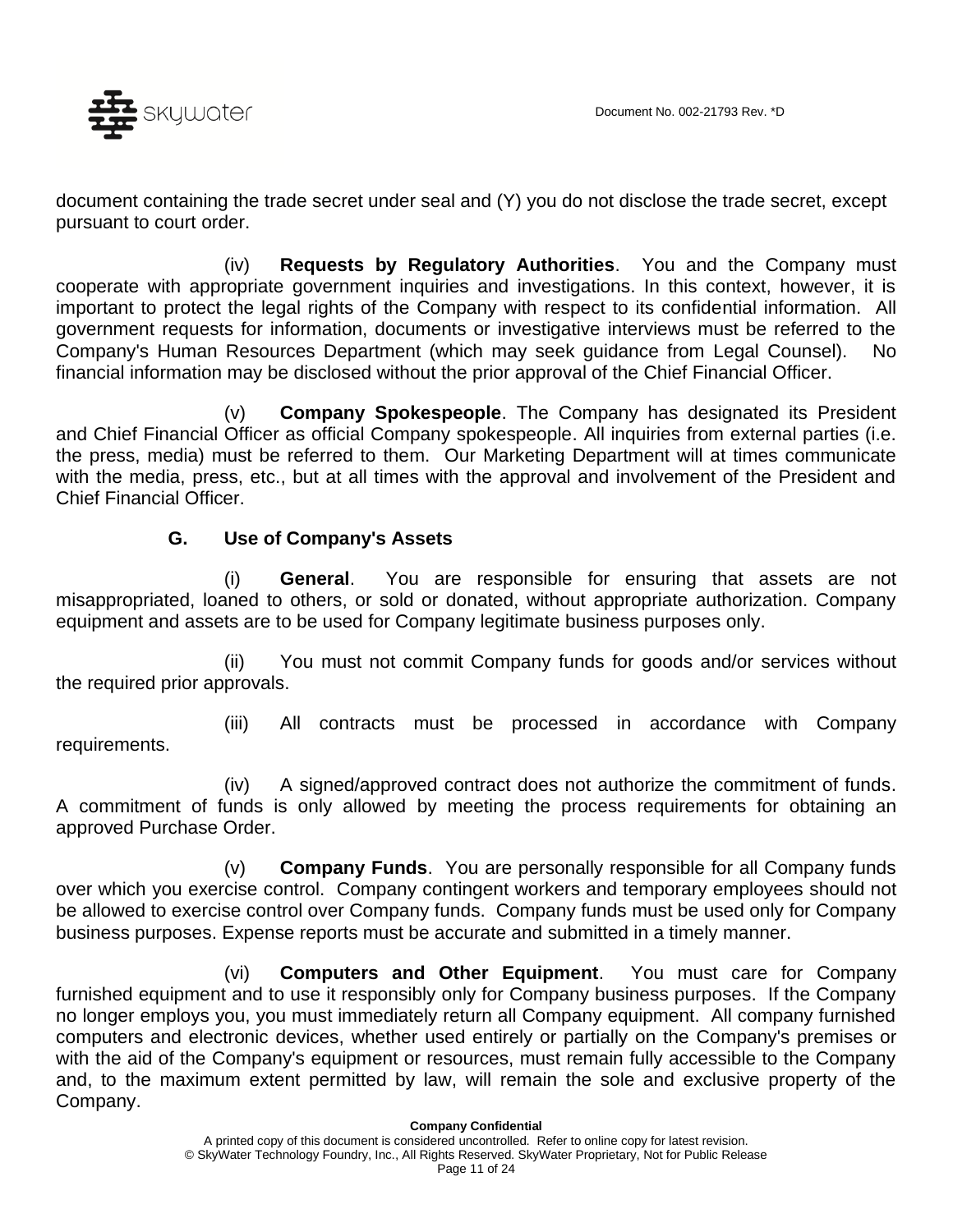document containing the trade secret under seal and (Y) you do not disclose the trade secret, except pursuant to court order.

(iv) **Requests by Regulatory Authorities**. You and the Company must cooperate with appropriate government inquiries and investigations. In this context, however, it is important to protect the legal rights of the Company with respect to its confidential information. All government requests for information, documents or investigative interviews must be referred to the Company's Human Resources Department (which may seek guidance from Legal Counsel). No financial information may be disclosed without the prior approval of the Chief Financial Officer.

(v) **Company Spokespeople**. The Company has designated its President and Chief Financial Officer as official Company spokespeople. All inquiries from external parties (i.e. the press, media) must be referred to them. Our Marketing Department will at times communicate with the media, press, etc., but at all times with the approval and involvement of the President and Chief Financial Officer.

### G. Use of Company's Assets

(i) **General**. You are responsible for ensuring that assets are not misappropriated, loaned to others, or sold or donated, without appropriate authorization. Company equipment and assets are to be used for Company legitimate business purposes only.

(ii) You must not commit Company funds for goods and/or services without the required prior approvals.

(iii) All contracts must be processed in accordance with Company requirements.

(iv) A signed/approved contract does not authorize the commitment of funds. A commitment of funds is only allowed by meeting the process requirements for obtaining an approved Purchase Order.

(v) **Company Funds**. You are personally responsible for all Company funds over which you exercise control. Company contingent workers and temporary employees should not be allowed to exercise control over Company funds. Company funds must be used only for Company business purposes. Expense reports must be accurate and submitted in a timely manner.

(vi) **Computers and Other Equipment**. You must care for Company furnished equipment and to use it responsibly only for Company business purposes. If the Company no longer employs you, you must immediately return all Company equipment. All company furnished computers and electronic devices, whether used entirely or partially on the Company's premises or with the aid of the Company's equipment or resources, must remain fully accessible to the Company and, to the maximum extent permitted by law, will remain the sole and exclusive property of the Company.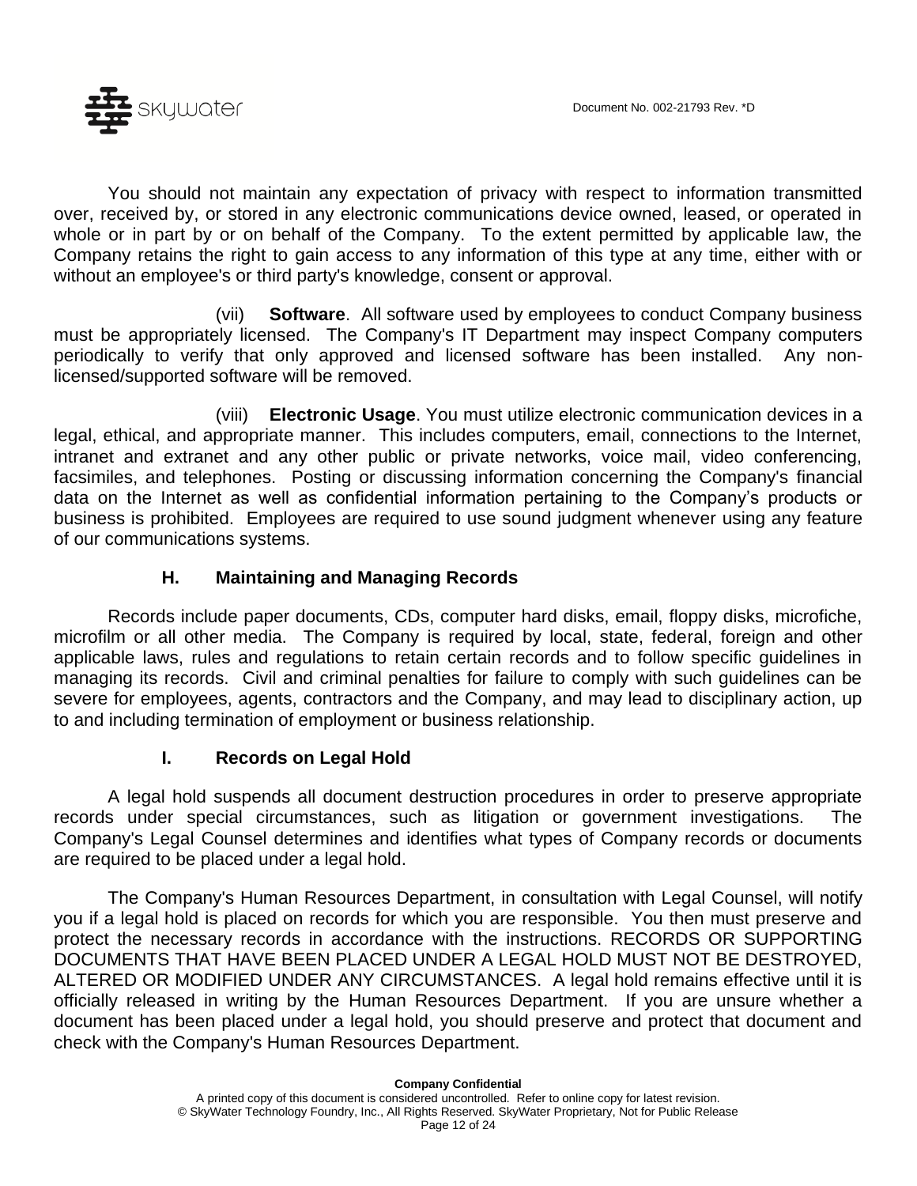You should not maintain any expectation of privacy with respect to information transmitted over, received by, or stored in any electronic communications device owned, leased, or operated in whole or in part by or on behalf of the Company. To the extent permitted by applicable law, the Company retains the right to gain access to any information of this type at any time, either with or without an employee's or third party's knowledge, consent or approval.

(vii) **Software**. All software used by employees to conduct Company business must be appropriately licensed. The Company's IT Department may inspect Company computers periodically to verify that only approved and licensed software has been installed. Any non-licensed/supported software will be removed.

(viii) **Electronic Usage**. You must utilize electronic communication devices in a legal, ethical, and appropriate manner. This includes computers, email, connections to the Internet, intranet and extranet and any other public or private networks, voice mail, video conferencing, facsimiles, and telephones. Posting or discussing information concerning the Company's financial data on the Internet as well as confidential information pertaining to the Company's products or business is prohibited. Employees are required to use sound judgment whenever using any feature of our communications systems.

### H. Maintaining and Managing Records

Records include paper documents, CDs, computer hard disks, email, floppy disks, microfiche, microfilm or all other media. The Company is required by local, state, federal, foreign and other applicable laws, rules and regulations to retain certain records and to follow specific guidelines in managing its records. Civil and criminal penalties for failure to comply with such guidelines can be severe for employees, agents, contractors and the Company, and may lead to disciplinary action, up to and including termination of employment or business relationship.

### I. Records on Legal Hold

A legal hold suspends all document destruction procedures in order to preserve appropriate records under special circumstances, such as litigation or government investigations. The Company's Legal Counsel determines and identifies what types of Company records or documents are required to be placed under a legal hold.

The Company's Human Resources Department, in consultation with Legal Counsel, will notify you if a legal hold is placed on records for which you are responsible. You then must preserve and protect the necessary records in accordance with the instructions. RECORDS OR SUPPORTING DOCUMENTS THAT HAVE BEEN PLACED UNDER A LEGAL HOLD MUST NOT BE DESTROYED, ALTERED OR MODIFIED UNDER ANY CIRCUMSTANCES. A legal hold remains effective until it is officially released in writing by the Human Resources Department. If you are unsure whether a document has been placed under a legal hold, you should preserve and protect that document and check with the Company's Human Resources Department.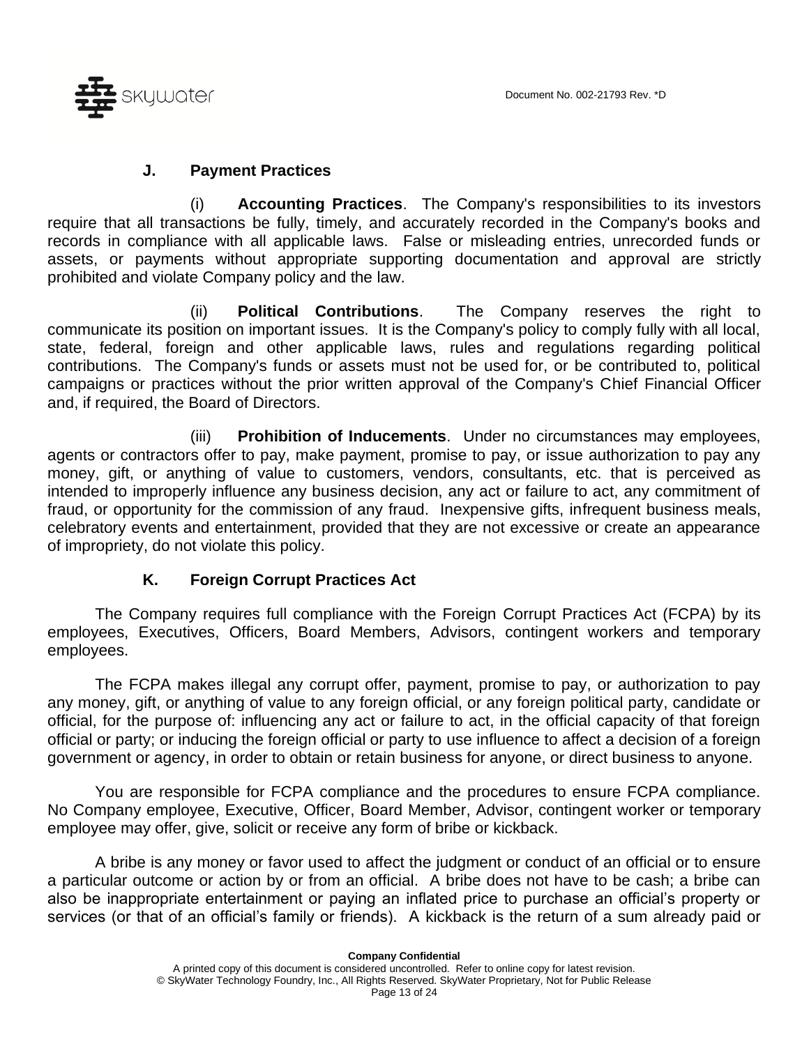### J. Payment Practices

(i) **Accounting Practices**. The Company's responsibilities to its investors require that all transactions be fully, timely, and accurately recorded in the Company's books and records in compliance with all applicable laws. False or misleading entries, unrecorded funds or assets, or payments without appropriate supporting documentation and approval are strictly prohibited and violate Company policy and the law.

(ii) **Political Contributions**. The Company reserves the right to communicate its position on important issues. It is the Company's policy to comply fully with all local, state, federal, foreign and other applicable laws, rules and regulations regarding political contributions. The Company's funds or assets must not be used for, or be contributed to, political campaigns or practices without the prior written approval of the Company's Chief Financial Officer and, if required, the Board of Directors.

(iii) **Prohibition of Inducements**. Under no circumstances may employees, agents or contractors offer to pay, make payment, promise to pay, or issue authorization to pay any money, gift, or anything of value to customers, vendors, consultants, etc. that is perceived as intended to improperly influence any business decision, any act or failure to act, any commitment of fraud, or opportunity for the commission of any fraud. Inexpensive gifts, infrequent business meals, celebratory events and entertainment, provided that they are not excessive or create an appearance of impropriety, do not violate this policy.

### K. Foreign Corrupt Practices Act

The Company requires full compliance with the Foreign Corrupt Practices Act (FCPA) by its employees, Executives, Officers, Board Members, Advisors, contingent workers and temporary employees.

The FCPA makes illegal any corrupt offer, payment, promise to pay, or authorization to pay any money, gift, or anything of value to any foreign official, or any foreign political party, candidate or official, for the purpose of: influencing any act or failure to act, in the official capacity of that foreign official or party; or inducing the foreign official or party to use influence to affect a decision of a foreign government or agency, in order to obtain or retain business for anyone, or direct business to anyone.

You are responsible for FCPA compliance and the procedures to ensure FCPA compliance. No Company employee, Executive, Officer, Board Member, Advisor, contingent worker or temporary employee may offer, give, solicit or receive any form of bribe or kickback.

A bribe is any money or favor used to affect the judgment or conduct of an official or to ensure a particular outcome or action by or from an official. A bribe does not have to be cash; a bribe can also be inappropriate entertainment or paying an inflated price to purchase an official's property or services (or that of an official's family or friends). A kickback is the return of a sum already paid or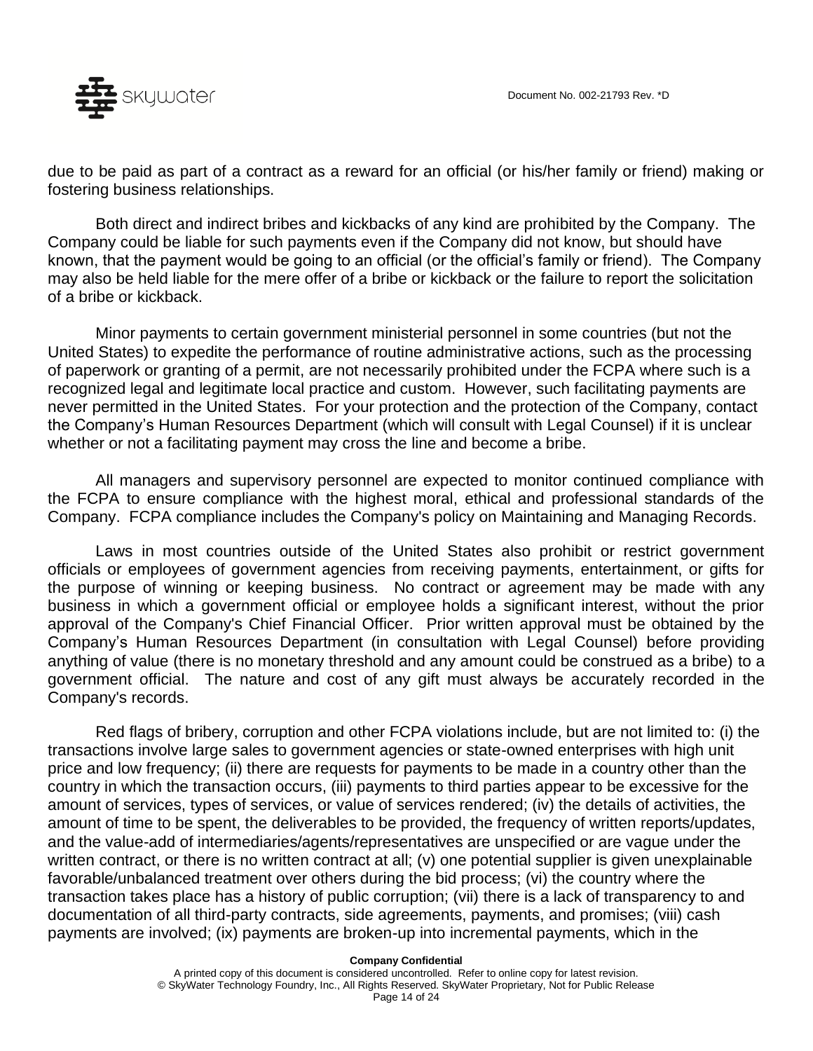due to be paid as part of a contract as a reward for an official (or his/her family or friend) making or fostering business relationships.

Both direct and indirect bribes and kickbacks of any kind are prohibited by the Company. The Company could be liable for such payments even if the Company did not know, but should have known, that the payment would be going to an official (or the official's family or friend). The Company may also be held liable for the mere offer of a bribe or kickback or the failure to report the solicitation of a bribe or kickback.

Minor payments to certain government ministerial personnel in some countries (but not the United States) to expedite the performance of routine administrative actions, such as the processing of paperwork or granting of a permit, are not necessarily prohibited under the FCPA where such is a recognized legal and legitimate local practice and custom. However, such facilitating payments are never permitted in the United States. For your protection and the protection of the Company, contact the Company's Human Resources Department (which will consult with Legal Counsel) if it is unclear whether or not a facilitating payment may cross the line and become a bribe.

All managers and supervisory personnel are expected to monitor continued compliance with the FCPA to ensure compliance with the highest moral, ethical and professional standards of the Company. FCPA compliance includes the Company's policy on Maintaining and Managing Records.

Laws in most countries outside of the United States also prohibit or restrict government officials or employees of government agencies from receiving payments, entertainment, or gifts for the purpose of winning or keeping business. No contract or agreement may be made with any business in which a government official or employee holds a significant interest, without the prior approval of the Company's Chief Financial Officer. Prior written approval must be obtained by the Company's Human Resources Department (in consultation with Legal Counsel) before providing anything of value (there is no monetary threshold and any amount could be construed as a bribe) to a government official. The nature and cost of any gift must always be accurately recorded in the Company's records.

Red flags of bribery, corruption and other FCPA violations include, but are not limited to: (i) the transactions involve large sales to government agencies or state-owned enterprises with high unit price and low frequency; (ii) there are requests for payments to be made in a country other than the country in which the transaction occurs, (iii) payments to third parties appear to be excessive for the amount of services, types of services, or value of services rendered; (iv) the details of activities, the amount of time to be spent, the deliverables to be provided, the frequency of written reports/updates, and the value-add of intermediaries/agents/representatives are unspecified or are vague under the written contract, or there is no written contract at all; (v) one potential supplier is given unexplainable favorable/unbalanced treatment over others during the bid process; (vi) the country where the transaction takes place has a history of public corruption; (vii) there is a lack of transparency to and documentation of all third-party contracts, side agreements, payments, and promises; (viii) cash payments are involved; (ix) payments are broken-up into incremental payments, which in the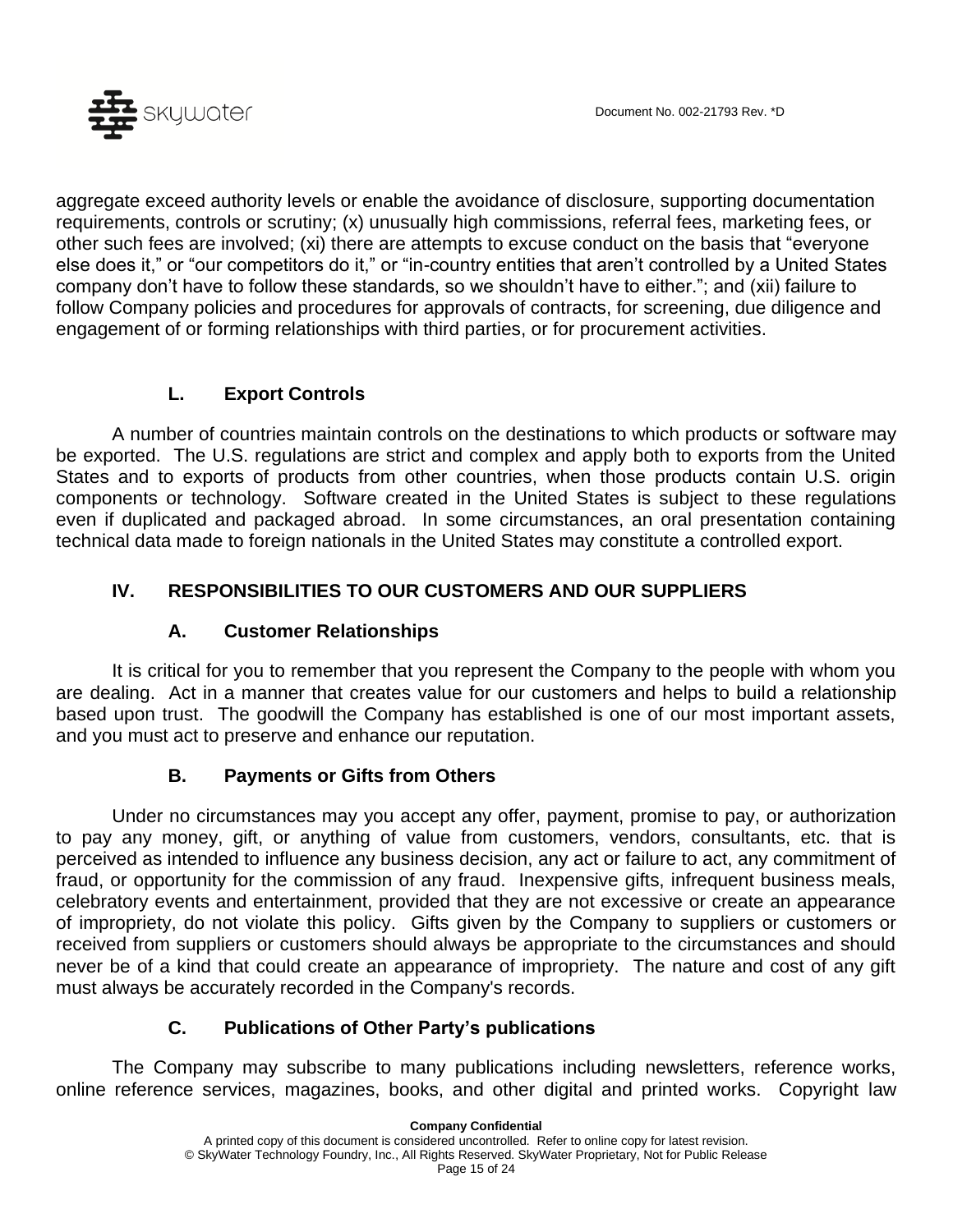aggregate exceed authority levels or enable the avoidance of disclosure, supporting documentation requirements, controls or scrutiny; (x) unusually high commissions, referral fees, marketing fees, or other such fees are involved; (xi) there are attempts to excuse conduct on the basis that "everyone else does it," or "our competitors do it," or "in-country entities that aren't controlled by a United States company don't have to follow these standards, so we shouldn't have to either."; and (xii) failure to follow Company policies and procedures for approvals of contracts, for screening, due diligence and engagement of or forming relationships with third parties, or for procurement activities.

### L. Export Controls

A number of countries maintain controls on the destinations to which products or software may be exported. The U.S. regulations are strict and complex and apply both to exports from the United States and to exports of products from other countries, when those products contain U.S. origin components or technology. Software created in the United States is subject to these regulations even if duplicated and packaged abroad. In some circumstances, an oral presentation containing technical data made to foreign nationals in the United States may constitute a controlled export.

## IV. RESPONSIBILITIES TO OUR CUSTOMERS AND OUR SUPPLIERS

### A. Customer Relationships

It is critical for you to remember that you represent the Company to the people with whom you are dealing. Act in a manner that creates value for our customers and helps to build a relationship based upon trust. The goodwill the Company has established is one of our most important assets, and you must act to preserve and enhance our reputation.

### B. Payments or Gifts from Others

Under no circumstances may you accept any offer, payment, promise to pay, or authorization to pay any money, gift, or anything of value from customers, vendors, consultants, etc. that is perceived as intended to influence any business decision, any act or failure to act, any commitment of fraud, or opportunity for the commission of any fraud. Inexpensive gifts, infrequent business meals, celebratory events and entertainment, provided that they are not excessive or create an appearance of impropriety, do not violate this policy. Gifts given by the Company to suppliers or customers or received from suppliers or customers should always be appropriate to the circumstances and should never be of a kind that could create an appearance of impropriety. The nature and cost of any gift must always be accurately recorded in the Company's records.

### C. Publications of Other Party's publications

The Company may subscribe to many publications including newsletters, reference works, online reference services, magazines, books, and other digital and printed works. Copyright law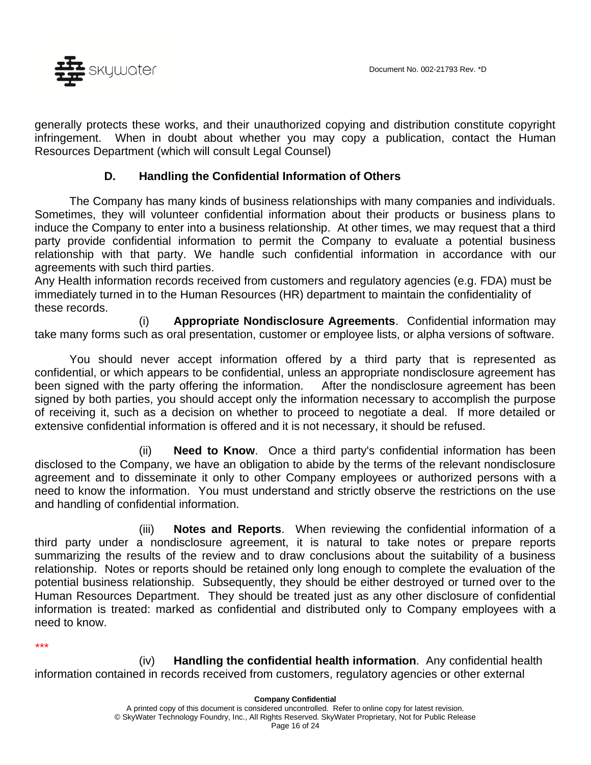generally protects these works, and their unauthorized copying and distribution constitute copyright infringement. When in doubt about whether you may copy a publication, contact the Human Resources Department (which will consult Legal Counsel)

### D. Handling the Confidential Information of Others

The Company has many kinds of business relationships with many companies and individuals. Sometimes, they will volunteer confidential information about their products or business plans to induce the Company to enter into a business relationship. At other times, we may request that a third party provide confidential information to permit the Company to evaluate a potential business relationship with that party. We handle such confidential information in accordance with our agreements with such third parties.
Any Health information records received from customers and regulatory agencies (e.g. FDA) must be immediately turned in to the Human Resources (HR) department to maintain the confidentiality of these records.

(i) **Appropriate Nondisclosure Agreements**. Confidential information may take many forms such as oral presentation, customer or employee lists, or alpha versions of software.

You should never accept information offered by a third party that is represented as confidential, or which appears to be confidential, unless an appropriate nondisclosure agreement has been signed with the party offering the information. After the nondisclosure agreement has been signed by both parties, you should accept only the information necessary to accomplish the purpose of receiving it, such as a decision on whether to proceed to negotiate a deal. If more detailed or extensive confidential information is offered and it is not necessary, it should be refused.

(ii) **Need to Know**. Once a third party's confidential information has been disclosed to the Company, we have an obligation to abide by the terms of the relevant nondisclosure agreement and to disseminate it only to other Company employees or authorized persons with a need to know the information. You must understand and strictly observe the restrictions on the use and handling of confidential information.

(iii) **Notes and Reports**. When reviewing the confidential information of a third party under a nondisclosure agreement, it is natural to take notes or prepare reports summarizing the results of the review and to draw conclusions about the suitability of a business relationship. Notes or reports should be retained only long enough to complete the evaluation of the potential business relationship. Subsequently, they should be either destroyed or turned over to the Human Resources Department. They should be treated just as any other disclosure of confidential information is treated: marked as confidential and distributed only to Company employees with a need to know.

***

(iv) **Handling the confidential health information**. Any confidential health information contained in records received from customers, regulatory agencies or other external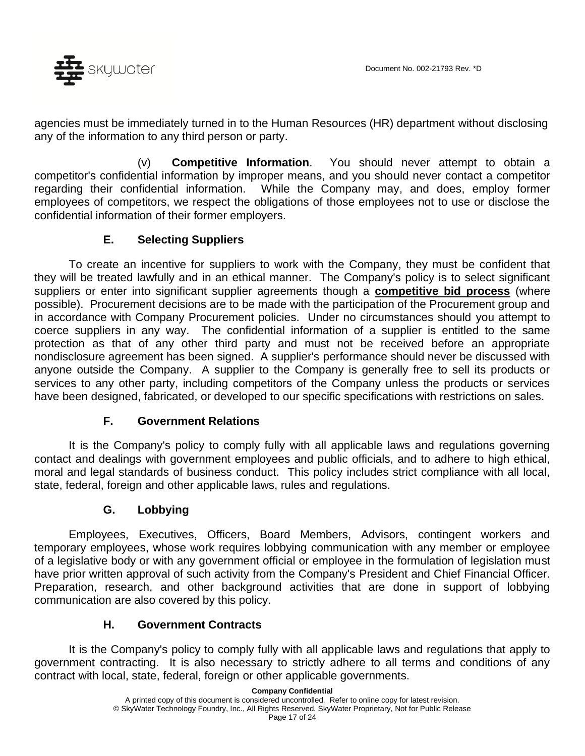agencies must be immediately turned in to the Human Resources (HR) department without disclosing any of the information to any third person or party.

(v) **Competitive Information**. You should never attempt to obtain a competitor's confidential information by improper means, and you should never contact a competitor regarding their confidential information. While the Company may, and does, employ former employees of competitors, we respect the obligations of those employees not to use or disclose the confidential information of their former employers.

### E. Selecting Suppliers

To create an incentive for suppliers to work with the Company, they must be confident that they will be treated lawfully and in an ethical manner. The Company's policy is to select significant suppliers or enter into significant supplier agreements though a **competitive bid process** (where possible). Procurement decisions are to be made with the participation of the Procurement group and in accordance with Company Procurement policies. Under no circumstances should you attempt to coerce suppliers in any way. The confidential information of a supplier is entitled to the same protection as that of any other third party and must not be received before an appropriate nondisclosure agreement has been signed. A supplier's performance should never be discussed with anyone outside the Company. A supplier to the Company is generally free to sell its products or services to any other party, including competitors of the Company unless the products or services have been designed, fabricated, or developed to our specific specifications with restrictions on sales.

### F. Government Relations

It is the Company's policy to comply fully with all applicable laws and regulations governing contact and dealings with government employees and public officials, and to adhere to high ethical, moral and legal standards of business conduct. This policy includes strict compliance with all local, state, federal, foreign and other applicable laws, rules and regulations.

### G. Lobbying

Employees, Executives, Officers, Board Members, Advisors, contingent workers and temporary employees, whose work requires lobbying communication with any member or employee of a legislative body or with any government official or employee in the formulation of legislation must have prior written approval of such activity from the Company's President and Chief Financial Officer. Preparation, research, and other background activities that are done in support of lobbying communication are also covered by this policy.

### H. Government Contracts

It is the Company's policy to comply fully with all applicable laws and regulations that apply to government contracting. It is also necessary to strictly adhere to all terms and conditions of any contract with local, state, federal, foreign or other applicable governments.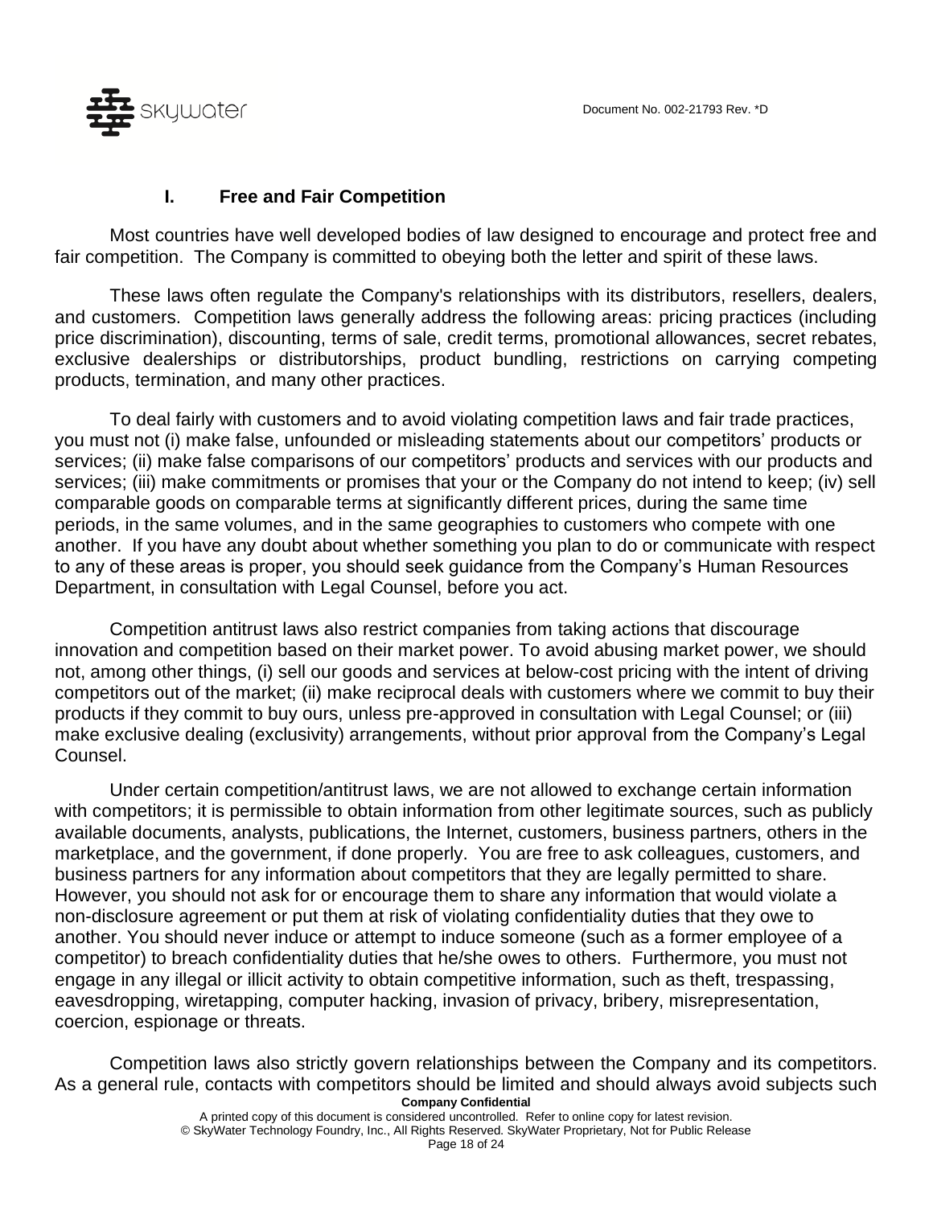## I. Free and Fair Competition

Most countries have well developed bodies of law designed to encourage and protect free and fair competition. The Company is committed to obeying both the letter and spirit of these laws.

These laws often regulate the Company's relationships with its distributors, resellers, dealers, and customers. Competition laws generally address the following areas: pricing practices (including price discrimination), discounting, terms of sale, credit terms, promotional allowances, secret rebates, exclusive dealerships or distributorships, product bundling, restrictions on carrying competing products, termination, and many other practices.

To deal fairly with customers and to avoid violating competition laws and fair trade practices, you must not (i) make false, unfounded or misleading statements about our competitors' products or services; (ii) make false comparisons of our competitors' products and services with our products and services; (iii) make commitments or promises that your or the Company do not intend to keep; (iv) sell comparable goods on comparable terms at significantly different prices, during the same time periods, in the same volumes, and in the same geographies to customers who compete with one another. If you have any doubt about whether something you plan to do or communicate with respect to any of these areas is proper, you should seek guidance from the Company's Human Resources Department, in consultation with Legal Counsel, before you act.

Competition antitrust laws also restrict companies from taking actions that discourage innovation and competition based on their market power. To avoid abusing market power, we should not, among other things, (i) sell our goods and services at below-cost pricing with the intent of driving competitors out of the market; (ii) make reciprocal deals with customers where we commit to buy their products if they commit to buy ours, unless pre-approved in consultation with Legal Counsel; or (iii) make exclusive dealing (exclusivity) arrangements, without prior approval from the Company's Legal Counsel.

Under certain competition/antitrust laws, we are not allowed to exchange certain information with competitors; it is permissible to obtain information from other legitimate sources, such as publicly available documents, analysts, publications, the Internet, customers, business partners, others in the marketplace, and the government, if done properly. You are free to ask colleagues, customers, and business partners for any information about competitors that they are legally permitted to share. However, you should not ask for or encourage them to share any information that would violate a non-disclosure agreement or put them at risk of violating confidentiality duties that they owe to another. You should never induce or attempt to induce someone (such as a former employee of a competitor) to breach confidentiality duties that he/she owes to others. Furthermore, you must not engage in any illegal or illicit activity to obtain competitive information, such as theft, trespassing, eavesdropping, wiretapping, computer hacking, invasion of privacy, bribery, misrepresentation, coercion, espionage or threats.

Competition laws also strictly govern relationships between the Company and its competitors. As a general rule, contacts with competitors should be limited and should always avoid subjects such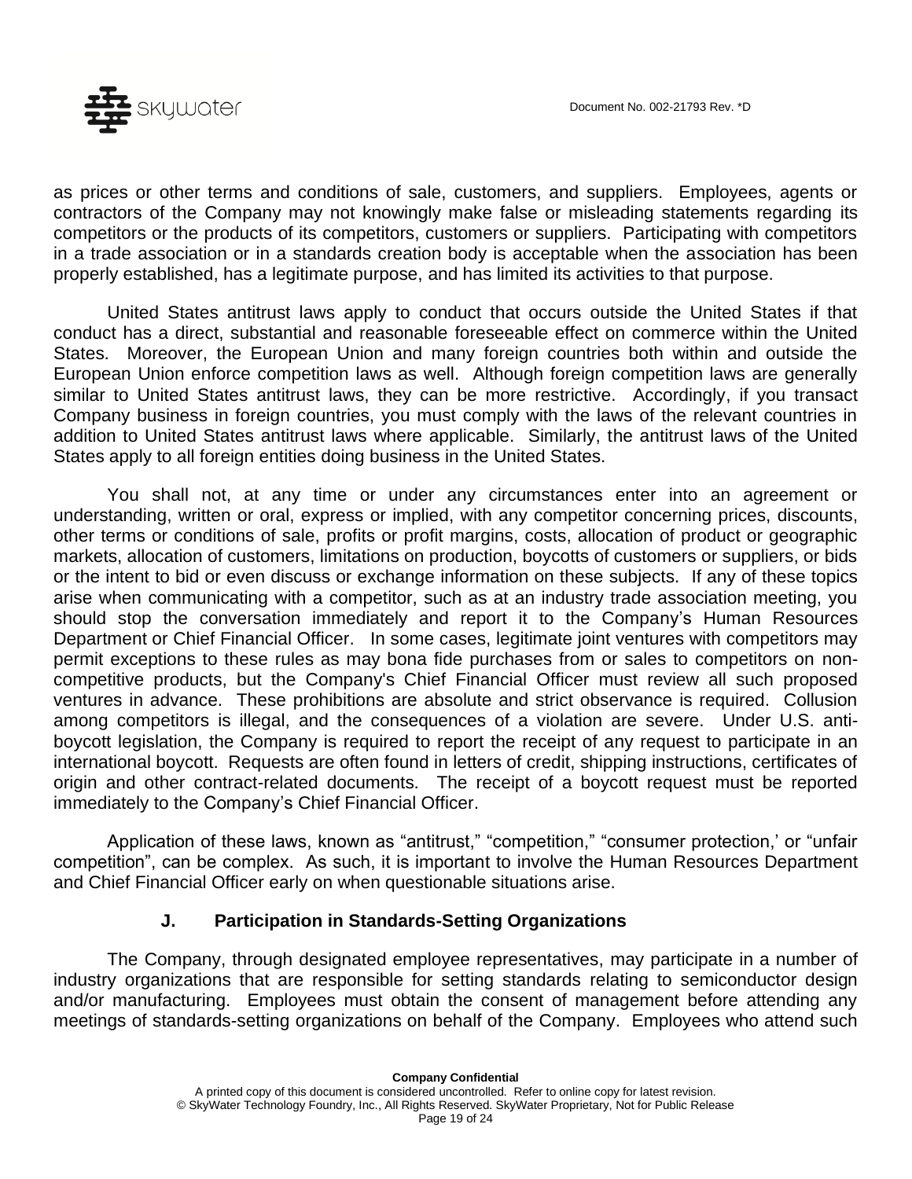as prices or other terms and conditions of sale, customers, and suppliers. Employees, agents or contractors of the Company may not knowingly make false or misleading statements regarding its competitors or the products of its competitors, customers or suppliers. Participating with competitors in a trade association or in a standards creation body is acceptable when the association has been properly established, has a legitimate purpose, and has limited its activities to that purpose.

United States antitrust laws apply to conduct that occurs outside the United States if that conduct has a direct, substantial and reasonable foreseeable effect on commerce within the United States. Moreover, the European Union and many foreign countries both within and outside the European Union enforce competition laws as well. Although foreign competition laws are generally similar to United States antitrust laws, they can be more restrictive. Accordingly, if you transact Company business in foreign countries, you must comply with the laws of the relevant countries in addition to United States antitrust laws where applicable. Similarly, the antitrust laws of the United States apply to all foreign entities doing business in the United States.

You shall not, at any time or under any circumstances enter into an agreement or understanding, written or oral, express or implied, with any competitor concerning prices, discounts, other terms or conditions of sale, profits or profit margins, costs, allocation of product or geographic markets, allocation of customers, limitations on production, boycotts of customers or suppliers, or bids or the intent to bid or even discuss or exchange information on these subjects. If any of these topics arise when communicating with a competitor, such as at an industry trade association meeting, you should stop the conversation immediately and report it to the Company's Human Resources Department or Chief Financial Officer. In some cases, legitimate joint ventures with competitors may permit exceptions to these rules as may bona fide purchases from or sales to competitors on non-competitive products, but the Company's Chief Financial Officer must review all such proposed ventures in advance. These prohibitions are absolute and strict observance is required. Collusion among competitors is illegal, and the consequences of a violation are severe. Under U.S. anti-boycott legislation, the Company is required to report the receipt of any request to participate in an international boycott. Requests are often found in letters of credit, shipping instructions, certificates of origin and other contract-related documents. The receipt of a boycott request must be reported immediately to the Company's Chief Financial Officer.

Application of these laws, known as "antitrust," "competition," "consumer protection,' or "unfair competition", can be complex. As such, it is important to involve the Human Resources Department and Chief Financial Officer early on when questionable situations arise.

### J. Participation in Standards-Setting Organizations

The Company, through designated employee representatives, may participate in a number of industry organizations that are responsible for setting standards relating to semiconductor design and/or manufacturing. Employees must obtain the consent of management before attending any meetings of standards-setting organizations on behalf of the Company. Employees who attend such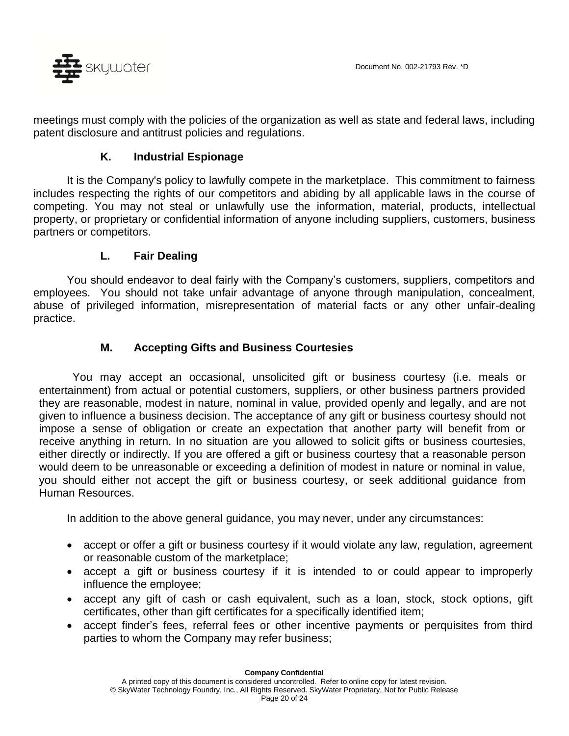meetings must comply with the policies of the organization as well as state and federal laws, including patent disclosure and antitrust policies and regulations.

### K. Industrial Espionage

It is the Company's policy to lawfully compete in the marketplace. This commitment to fairness includes respecting the rights of our competitors and abiding by all applicable laws in the course of competing. You may not steal or unlawfully use the information, material, products, intellectual property, or proprietary or confidential information of anyone including suppliers, customers, business partners or competitors.

### L. Fair Dealing

You should endeavor to deal fairly with the Company's customers, suppliers, competitors and employees. You should not take unfair advantage of anyone through manipulation, concealment, abuse of privileged information, misrepresentation of material facts or any other unfair-dealing practice.

### M. Accepting Gifts and Business Courtesies

You may accept an occasional, unsolicited gift or business courtesy (i.e. meals or entertainment) from actual or potential customers, suppliers, or other business partners provided they are reasonable, modest in nature, nominal in value, provided openly and legally, and are not given to influence a business decision. The acceptance of any gift or business courtesy should not impose a sense of obligation or create an expectation that another party will benefit from or receive anything in return. In no situation are you allowed to solicit gifts or business courtesies, either directly or indirectly. If you are offered a gift or business courtesy that a reasonable person would deem to be unreasonable or exceeding a definition of modest in nature or nominal in value, you should either not accept the gift or business courtesy, or seek additional guidance from Human Resources.

In addition to the above general guidance, you may never, under any circumstances:

- accept or offer a gift or business courtesy if it would violate any law, regulation, agreement or reasonable custom of the marketplace;
- accept a gift or business courtesy if it is intended to or could appear to improperly influence the employee;
- accept any gift of cash or cash equivalent, such as a loan, stock, stock options, gift certificates, other than gift certificates for a specifically identified item;
- accept finder's fees, referral fees or other incentive payments or perquisites from third parties to whom the Company may refer business;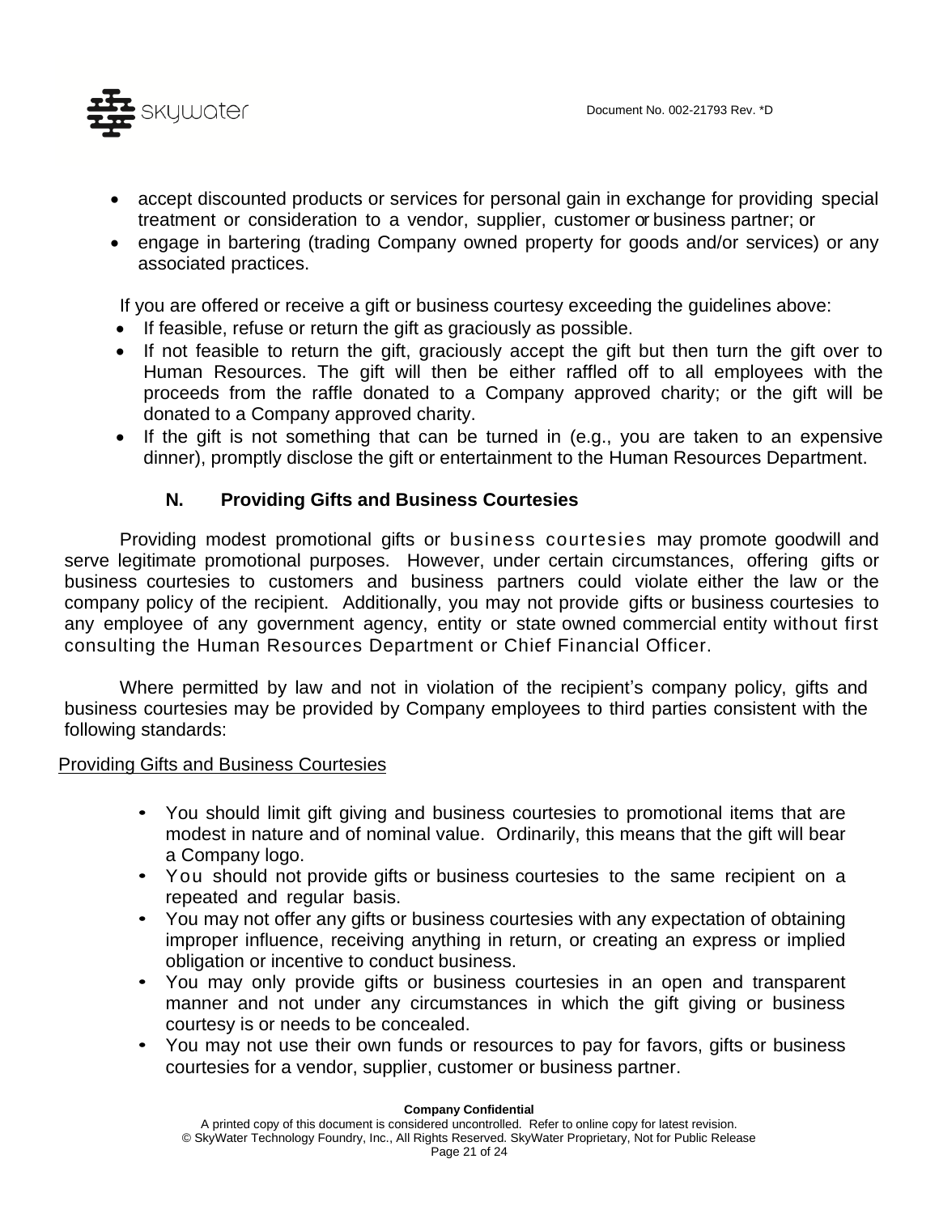- accept discounted products or services for personal gain in exchange for providing special treatment or consideration to a vendor, supplier, customer or business partner; or
- engage in bartering (trading Company owned property for goods and/or services) or any associated practices.

If you are offered or receive a gift or business courtesy exceeding the guidelines above:

- If feasible, refuse or return the gift as graciously as possible.
- If not feasible to return the gift, graciously accept the gift but then turn the gift over to Human Resources. The gift will then be either raffled off to all employees with the proceeds from the raffle donated to a Company approved charity; or the gift will be donated to a Company approved charity.
- If the gift is not something that can be turned in (e.g., you are taken to an expensive dinner), promptly disclose the gift or entertainment to the Human Resources Department.

### N. Providing Gifts and Business Courtesies

Providing modest promotional gifts or business courtesies may promote goodwill and serve legitimate promotional purposes. However, under certain circumstances, offering gifts or business courtesies to customers and business partners could violate either the law or the company policy of the recipient. Additionally, you may not provide gifts or business courtesies to any employee of any government agency, entity or state owned commercial entity without first consulting the Human Resources Department or Chief Financial Officer.

Where permitted by law and not in violation of the recipient's company policy, gifts and business courtesies may be provided by Company employees to third parties consistent with the following standards:

<u>Providing Gifts and Business Courtesies</u>

- You should limit gift giving and business courtesies to promotional items that are modest in nature and of nominal value. Ordinarily, this means that the gift will bear a Company logo.
- You should not provide gifts or business courtesies to the same recipient on a repeated and regular basis.
- You may not offer any gifts or business courtesies with any expectation of obtaining improper influence, receiving anything in return, or creating an express or implied obligation or incentive to conduct business.
- You may only provide gifts or business courtesies in an open and transparent manner and not under any circumstances in which the gift giving or business courtesy is or needs to be concealed.
- You may not use their own funds or resources to pay for favors, gifts or business courtesies for a vendor, supplier, customer or business partner.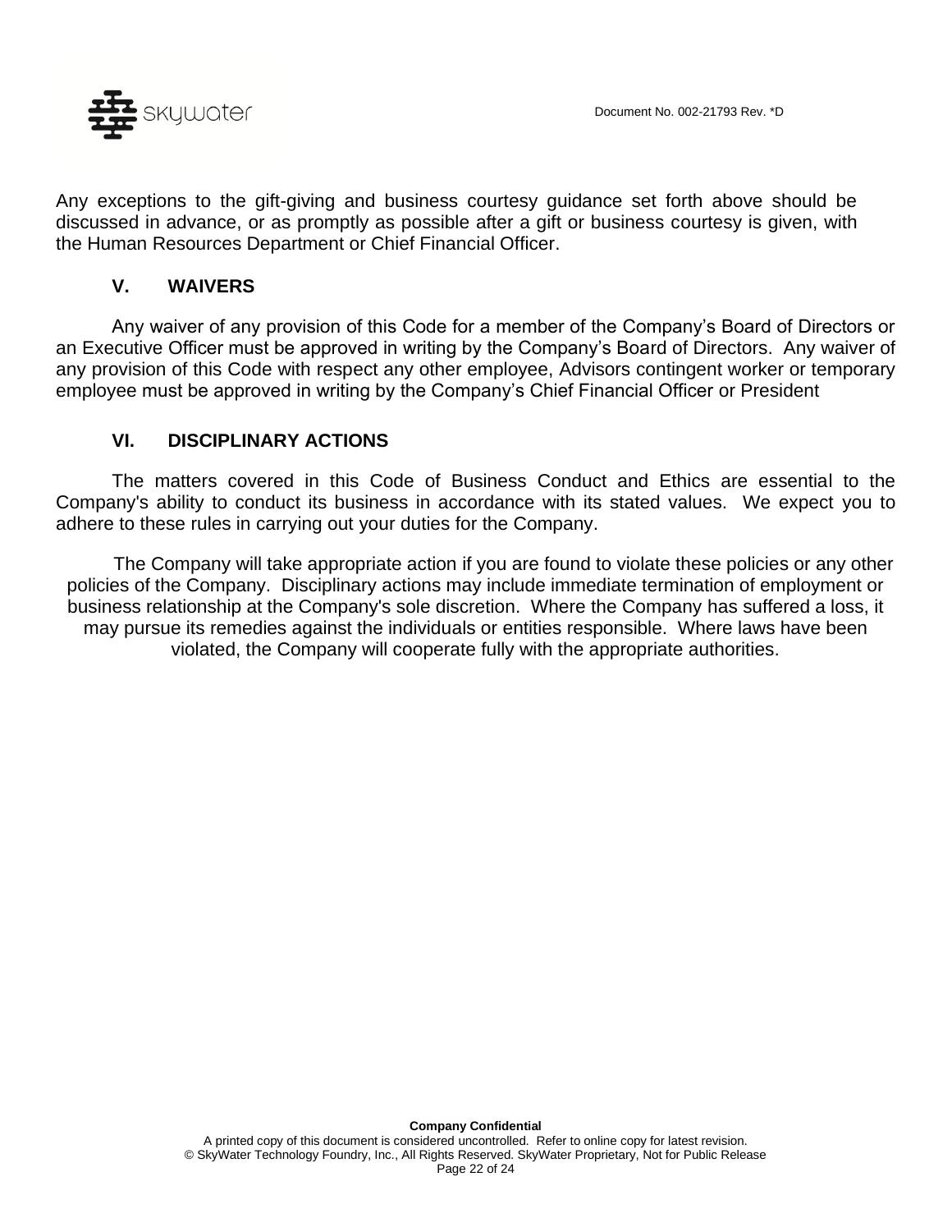Any exceptions to the gift-giving and business courtesy guidance set forth above should be discussed in advance, or as promptly as possible after a gift or business courtesy is given, with the Human Resources Department or Chief Financial Officer.

## V. WAIVERS

Any waiver of any provision of this Code for a member of the Company's Board of Directors or an Executive Officer must be approved in writing by the Company's Board of Directors. Any waiver of any provision of this Code with respect any other employee, Advisors contingent worker or temporary employee must be approved in writing by the Company's Chief Financial Officer or President

## VI. DISCIPLINARY ACTIONS

The matters covered in this Code of Business Conduct and Ethics are essential to the Company's ability to conduct its business in accordance with its stated values. We expect you to adhere to these rules in carrying out your duties for the Company.

The Company will take appropriate action if you are found to violate these policies or any other policies of the Company. Disciplinary actions may include immediate termination of employment or business relationship at the Company's sole discretion. Where the Company has suffered a loss, it may pursue its remedies against the individuals or entities responsible. Where laws have been violated, the Company will cooperate fully with the appropriate authorities.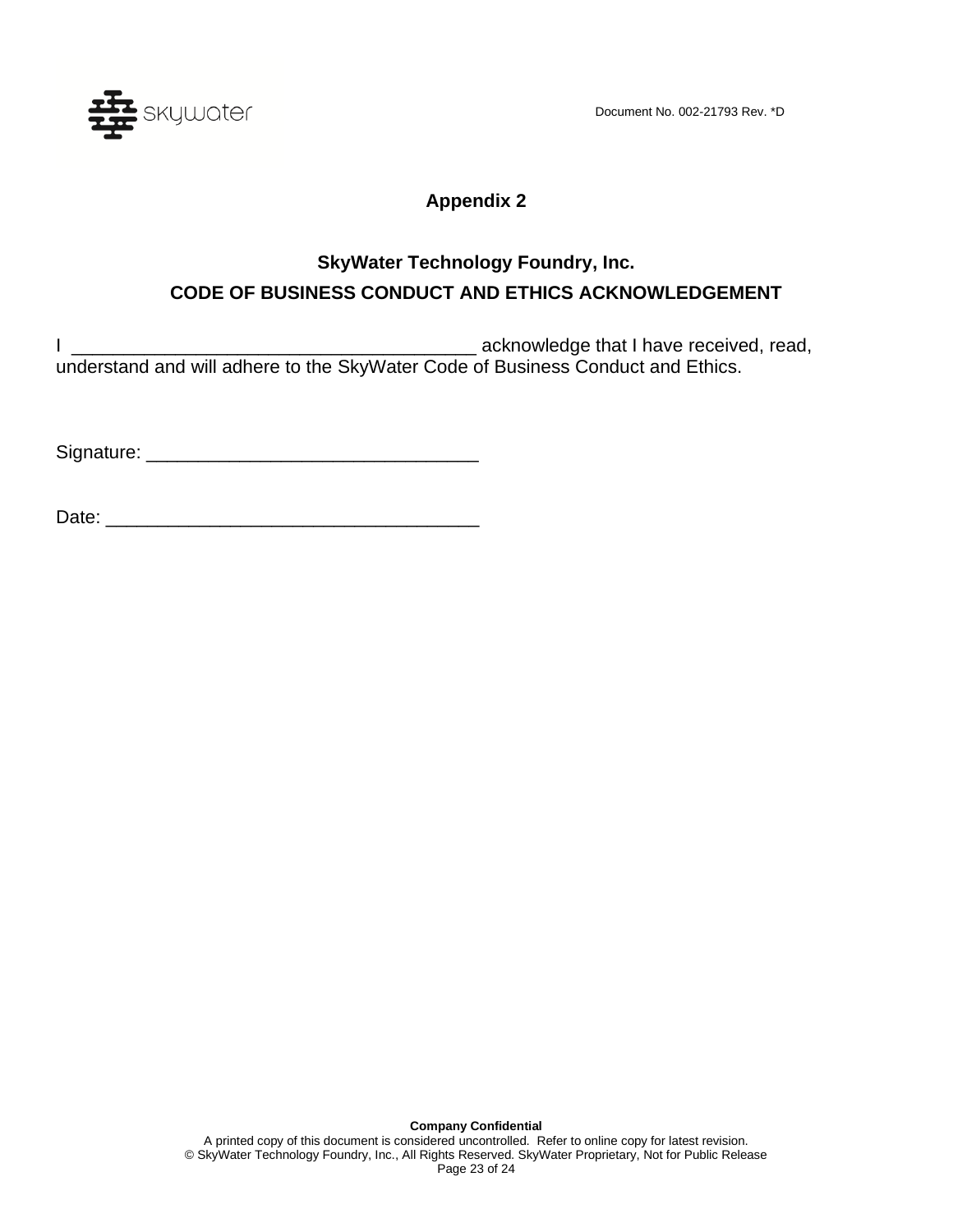# Appendix 2

## SkyWater Technology Foundry, Inc.

## CODE OF BUSINESS CONDUCT AND ETHICS ACKNOWLEDGEMENT

I _______________________________________ acknowledge that I have received, read, understand and will adhere to the SkyWater Code of Business Conduct and Ethics.

Signature: ________________________________

Date: ____________________________________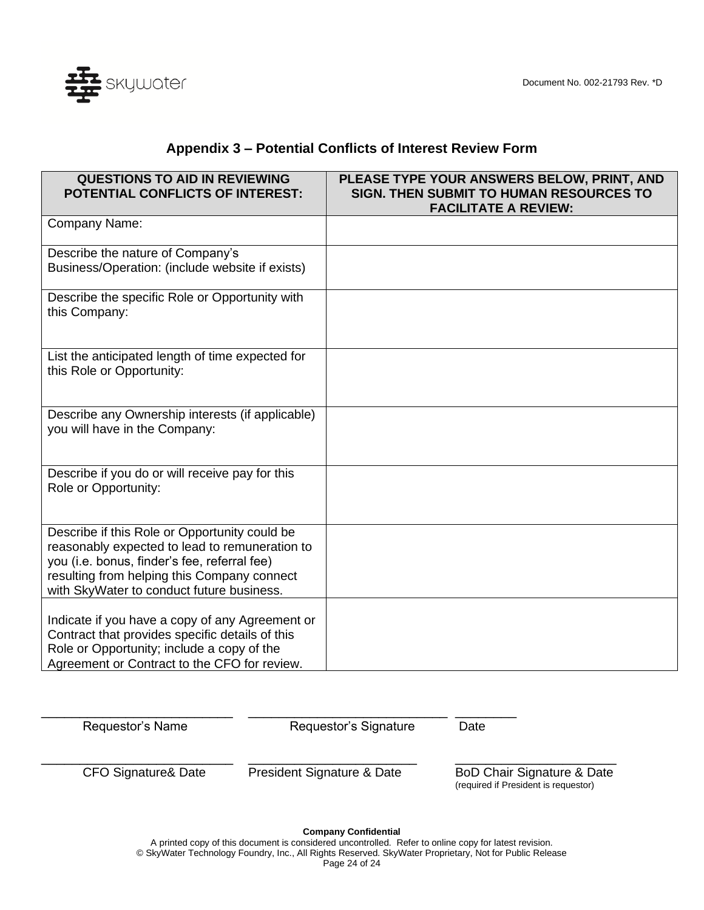## Appendix 3 – Potential Conflicts of Interest Review Form

| QUESTIONS TO AID IN REVIEWING POTENTIAL CONFLICTS OF INTEREST: | PLEASE TYPE YOUR ANSWERS BELOW, PRINT, AND SIGN. THEN SUBMIT TO HUMAN RESOURCES TO FACILITATE A REVIEW: |
|---|---|
| Company Name: | |
| Describe the nature of Company's Business/Operation: (include website if exists) | |
| Describe the specific Role or Opportunity with this Company: | |
| List the anticipated length of time expected for this Role or Opportunity: | |
| Describe any Ownership interests (if applicable) you will have in the Company: | |
| Describe if you do or will receive pay for this Role or Opportunity: | |
| Describe if this Role or Opportunity could be reasonably expected to lead to remuneration to you (i.e. bonus, finder's fee, referral fee) resulting from helping this Company connect with SkyWater to conduct future business. | |
| Indicate if you have a copy of any Agreement or Contract that provides specific details of this Role or Opportunity; include a copy of the Agreement or Contract to the CFO for review. | |

\_\_\_\_\_\_\_\_\_\_\_\_\_\_\_\_\_\_\_\_\_\_\_\_\_\_ \_\_\_\_\_\_\_\_\_\_\_\_\_\_\_\_\_\_\_\_\_\_\_\_\_\_\_ \_\_\_\_\_\_\_\_\_

Requestor's Name    Requestor's Signature    Date

\_\_\_\_\_\_\_\_\_\_\_\_\_\_\_\_\_\_\_\_\_\_\_\_\_\_ \_\_\_\_\_\_\_\_\_\_\_\_\_\_\_\_\_\_\_\_\_\_\_\_\_ \_\_\_\_\_\_\_\_\_\_\_\_\_\_\_\_\_\_\_\_\_\_\_\_

CFO Signature& Date    President Signature & Date    BoD Chair Signature & Date
(required if President is requestor)

**Company Confidential**

A printed copy of this document is considered uncontrolled. Refer to online copy for latest revision.

© SkyWater Technology Foundry, Inc., All Rights Reserved. SkyWater Proprietary, Not for Public Release